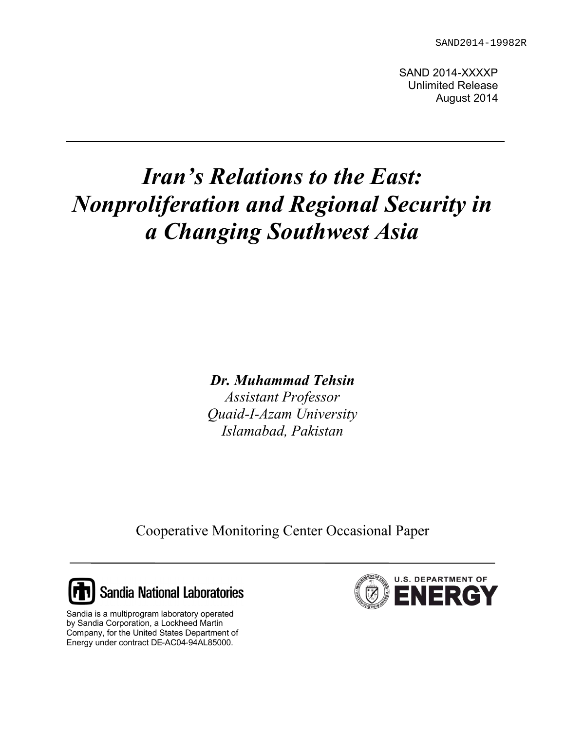SAND2014-19982R

SAND 2014-XXXXP
Unlimited Release
August 2014

# *Iran's Relations to the East: Nonproliferation and Regional Security in a Changing Southwest Asia*

***Dr. Muhammad Tehsin***
*Assistant Professor*
*Quaid-I-Azam University*
*Islamabad, Pakistan*

Cooperative Monitoring Center Occasional Paper

Sandia National Laboratories

Sandia is a multiprogram laboratory operated by Sandia Corporation, a Lockheed Martin Company, for the United States Department of Energy under contract DE-AC04-94AL85000.

U.S. DEPARTMENT OF ENERGY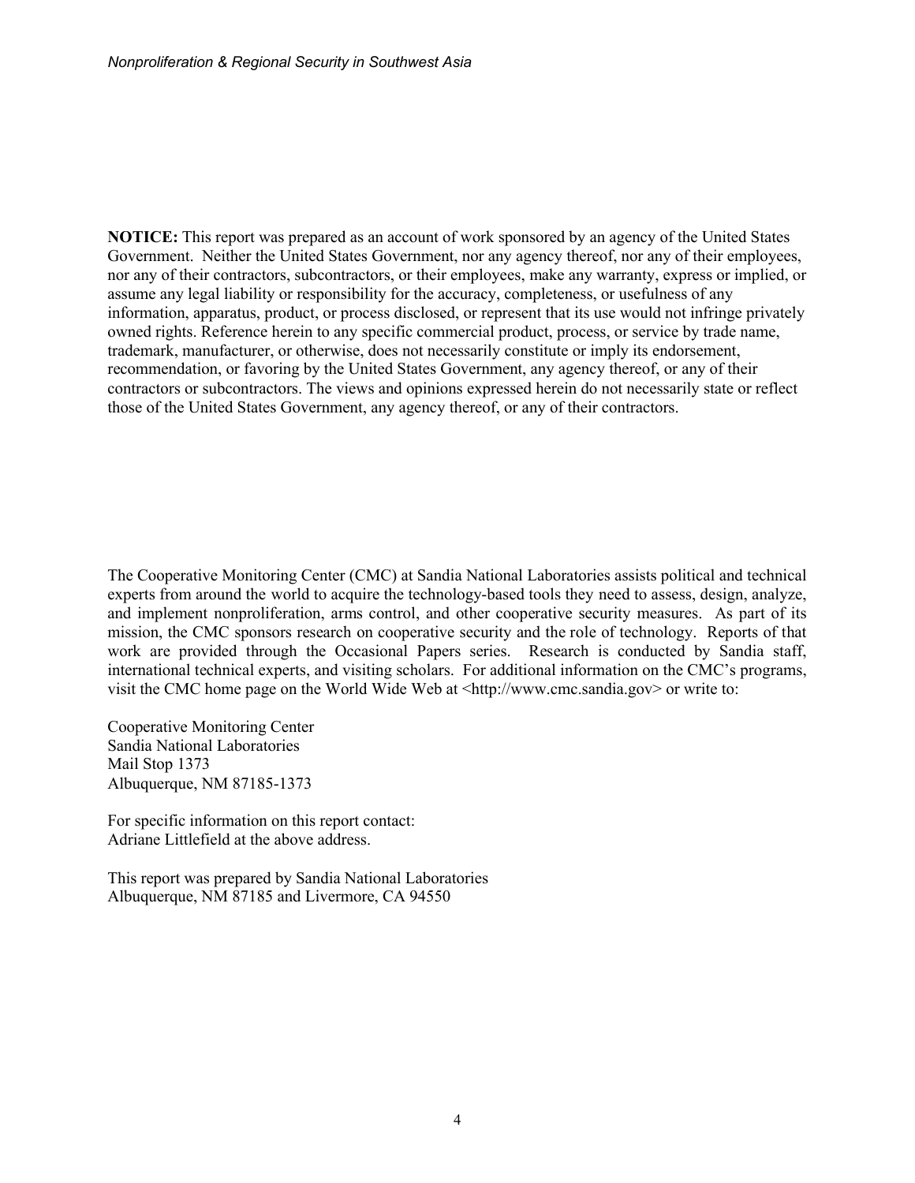**NOTICE:** This report was prepared as an account of work sponsored by an agency of the United States Government. Neither the United States Government, nor any agency thereof, nor any of their employees, nor any of their contractors, subcontractors, or their employees, make any warranty, express or implied, or assume any legal liability or responsibility for the accuracy, completeness, or usefulness of any information, apparatus, product, or process disclosed, or represent that its use would not infringe privately owned rights. Reference herein to any specific commercial product, process, or service by trade name, trademark, manufacturer, or otherwise, does not necessarily constitute or imply its endorsement, recommendation, or favoring by the United States Government, any agency thereof, or any of their contractors or subcontractors. The views and opinions expressed herein do not necessarily state or reflect those of the United States Government, any agency thereof, or any of their contractors.

The Cooperative Monitoring Center (CMC) at Sandia National Laboratories assists political and technical experts from around the world to acquire the technology-based tools they need to assess, design, analyze, and implement nonproliferation, arms control, and other cooperative security measures. As part of its mission, the CMC sponsors research on cooperative security and the role of technology. Reports of that work are provided through the Occasional Papers series. Research is conducted by Sandia staff, international technical experts, and visiting scholars. For additional information on the CMC's programs, visit the CMC home page on the World Wide Web at <http://www.cmc.sandia.gov> or write to:

Cooperative Monitoring Center
Sandia National Laboratories
Mail Stop 1373
Albuquerque, NM 87185-1373

For specific information on this report contact:
Adriane Littlefield at the above address.

This report was prepared by Sandia National Laboratories
Albuquerque, NM 87185 and Livermore, CA 94550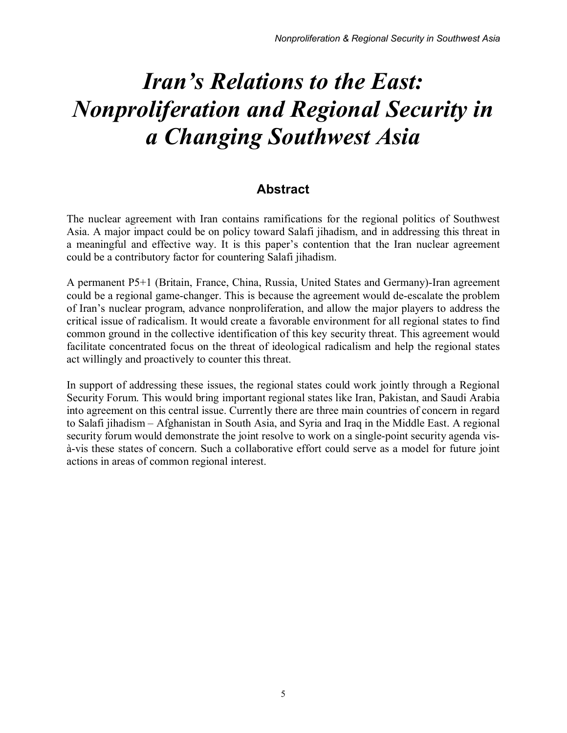# *Iran's Relations to the East: Nonproliferation and Regional Security in a Changing Southwest Asia*

## Abstract

The nuclear agreement with Iran contains ramifications for the regional politics of Southwest Asia. A major impact could be on policy toward Salafi jihadism, and in addressing this threat in a meaningful and effective way. It is this paper's contention that the Iran nuclear agreement could be a contributory factor for countering Salafi jihadism.

A permanent P5+1 (Britain, France, China, Russia, United States and Germany)-Iran agreement could be a regional game-changer. This is because the agreement would de-escalate the problem of Iran's nuclear program, advance nonproliferation, and allow the major players to address the critical issue of radicalism. It would create a favorable environment for all regional states to find common ground in the collective identification of this key security threat. This agreement would facilitate concentrated focus on the threat of ideological radicalism and help the regional states act willingly and proactively to counter this threat.

In support of addressing these issues, the regional states could work jointly through a Regional Security Forum. This would bring important regional states like Iran, Pakistan, and Saudi Arabia into agreement on this central issue. Currently there are three main countries of concern in regard to Salafi jihadism – Afghanistan in South Asia, and Syria and Iraq in the Middle East. A regional security forum would demonstrate the joint resolve to work on a single-point security agenda vis-à-vis these states of concern. Such a collaborative effort could serve as a model for future joint actions in areas of common regional interest.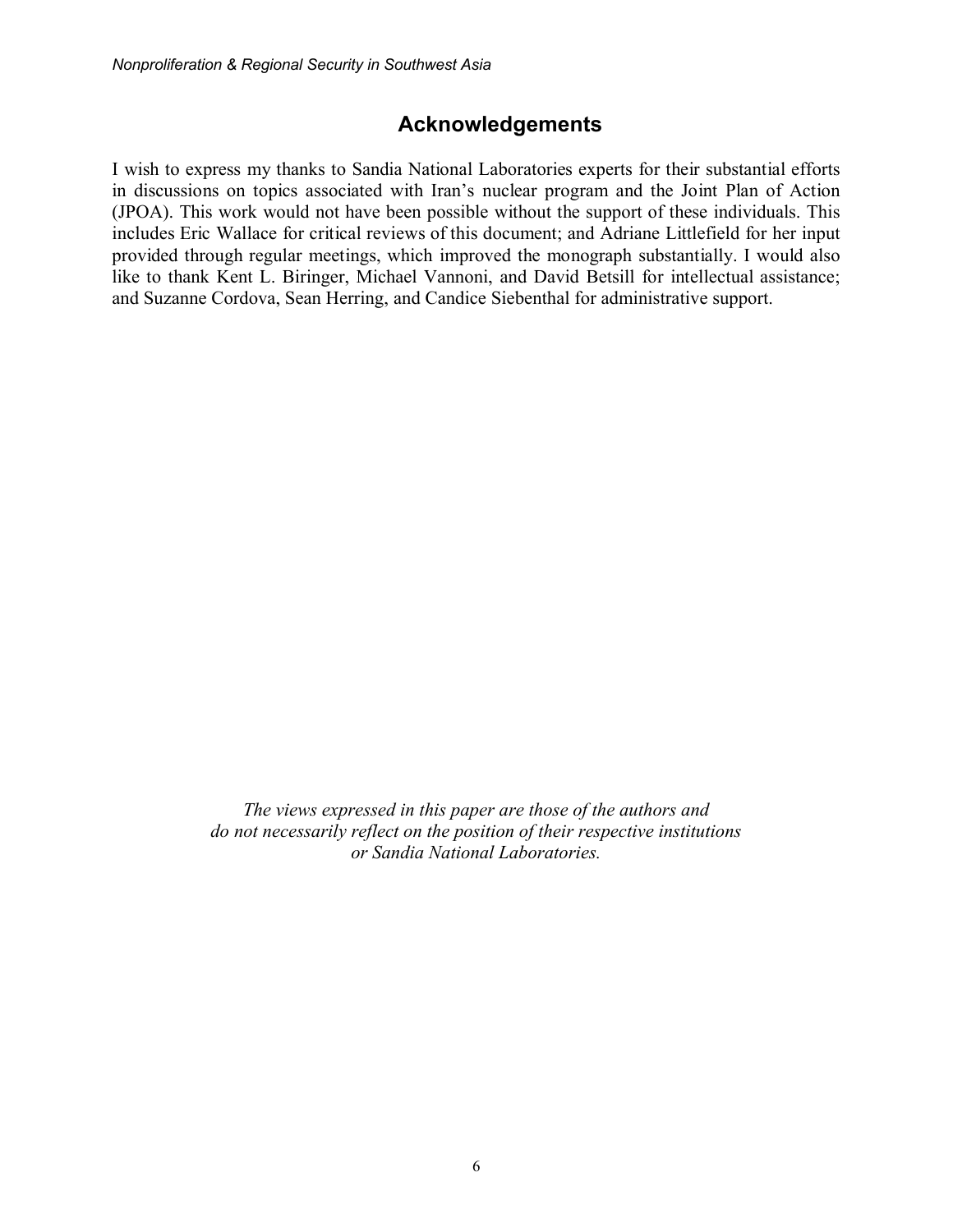## Acknowledgements

I wish to express my thanks to Sandia National Laboratories experts for their substantial efforts in discussions on topics associated with Iran's nuclear program and the Joint Plan of Action (JPOA). This work would not have been possible without the support of these individuals. This includes Eric Wallace for critical reviews of this document; and Adriane Littlefield for her input provided through regular meetings, which improved the monograph substantially. I would also like to thank Kent L. Biringer, Michael Vannoni, and David Betsill for intellectual assistance; and Suzanne Cordova, Sean Herring, and Candice Siebenthal for administrative support.

*The views expressed in this paper are those of the authors and do not necessarily reflect on the position of their respective institutions or Sandia National Laboratories.*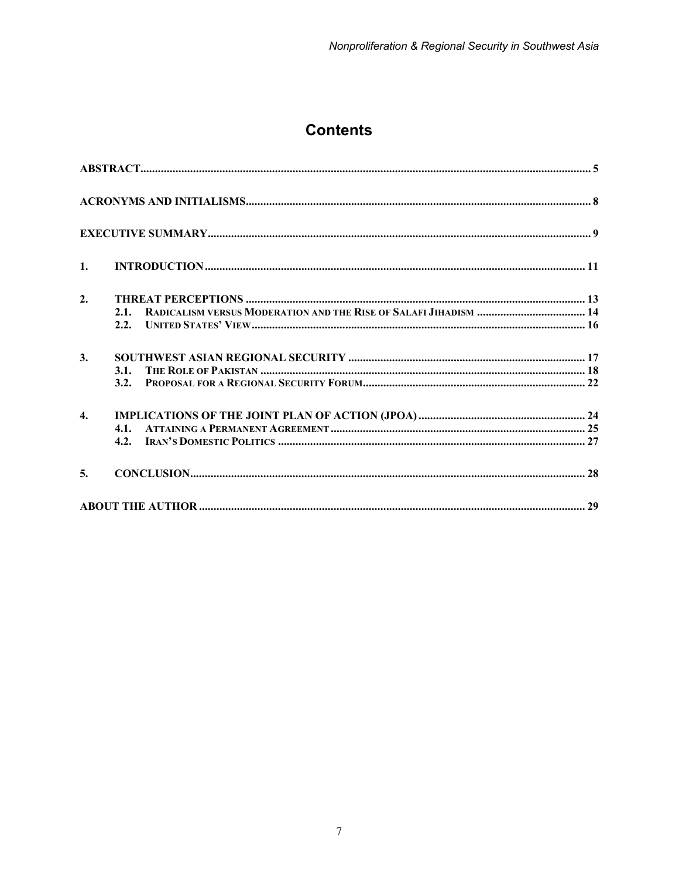# Contents

| | | |
|---|---|---|
| ABSTRACT | | 5 |
| ACRONYMS AND INITIALISMS | | 8 |
| EXECUTIVE SUMMARY | | 9 |
| 1. | INTRODUCTION | 11 |
| 2. | THREAT PERCEPTIONS | 13 |
| | 2.1. RADICALISM VERSUS MODERATION AND THE RISE OF SALAFI JIHADISM | 14 |
| | 2.2. UNITED STATES' VIEW | 16 |
| 3. | SOUTHWEST ASIAN REGIONAL SECURITY | 17 |
| | 3.1. THE ROLE OF PAKISTAN | 18 |
| | 3.2. PROPOSAL FOR A REGIONAL SECURITY FORUM | 22 |
| 4. | IMPLICATIONS OF THE JOINT PLAN OF ACTION (JPOA) | 24 |
| | 4.1. ATTAINING A PERMANENT AGREEMENT | 25 |
| | 4.2. IRAN'S DOMESTIC POLITICS | 27 |
| 5. | CONCLUSION | 28 |
| ABOUT THE AUTHOR | | 29 |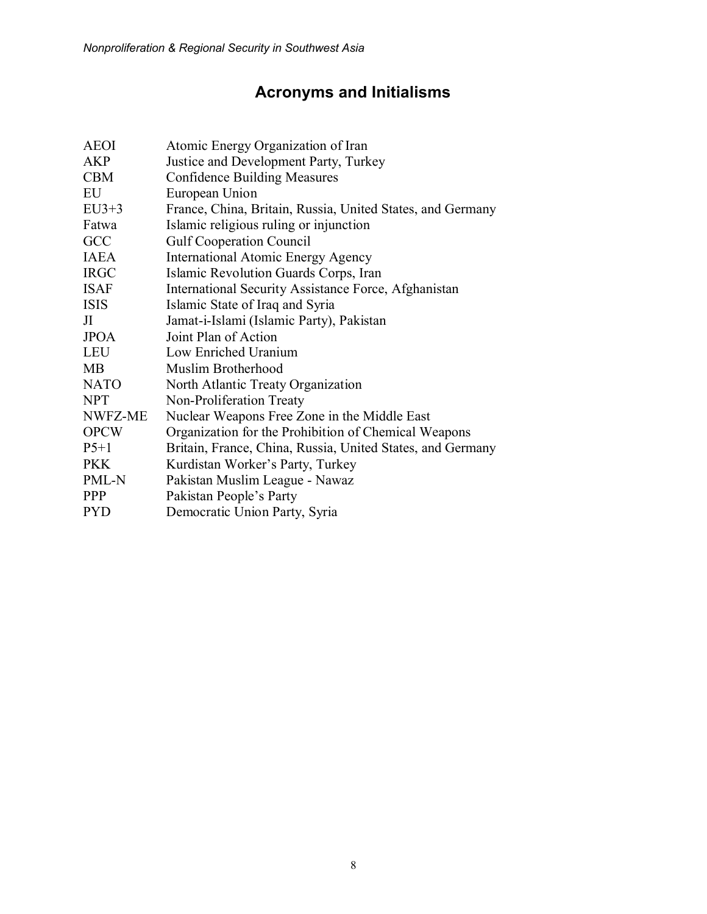## Acronyms and Initialisms

| | |
|---|---|
| AEOI | Atomic Energy Organization of Iran |
| AKP | Justice and Development Party, Turkey |
| CBM | Confidence Building Measures |
| EU | European Union |
| EU3+3 | France, China, Britain, Russia, United States, and Germany |
| Fatwa | Islamic religious ruling or injunction |
| GCC | Gulf Cooperation Council |
| IAEA | International Atomic Energy Agency |
| IRGC | Islamic Revolution Guards Corps, Iran |
| ISAF | International Security Assistance Force, Afghanistan |
| ISIS | Islamic State of Iraq and Syria |
| JI | Jamat-i-Islami (Islamic Party), Pakistan |
| JPOA | Joint Plan of Action |
| LEU | Low Enriched Uranium |
| MB | Muslim Brotherhood |
| NATO | North Atlantic Treaty Organization |
| NPT | Non-Proliferation Treaty |
| NWFZ-ME | Nuclear Weapons Free Zone in the Middle East |
| OPCW | Organization for the Prohibition of Chemical Weapons |
| P5+1 | Britain, France, China, Russia, United States, and Germany |
| PKK | Kurdistan Worker's Party, Turkey |
| PML-N | Pakistan Muslim League - Nawaz |
| PPP | Pakistan People's Party |
| PYD | Democratic Union Party, Syria |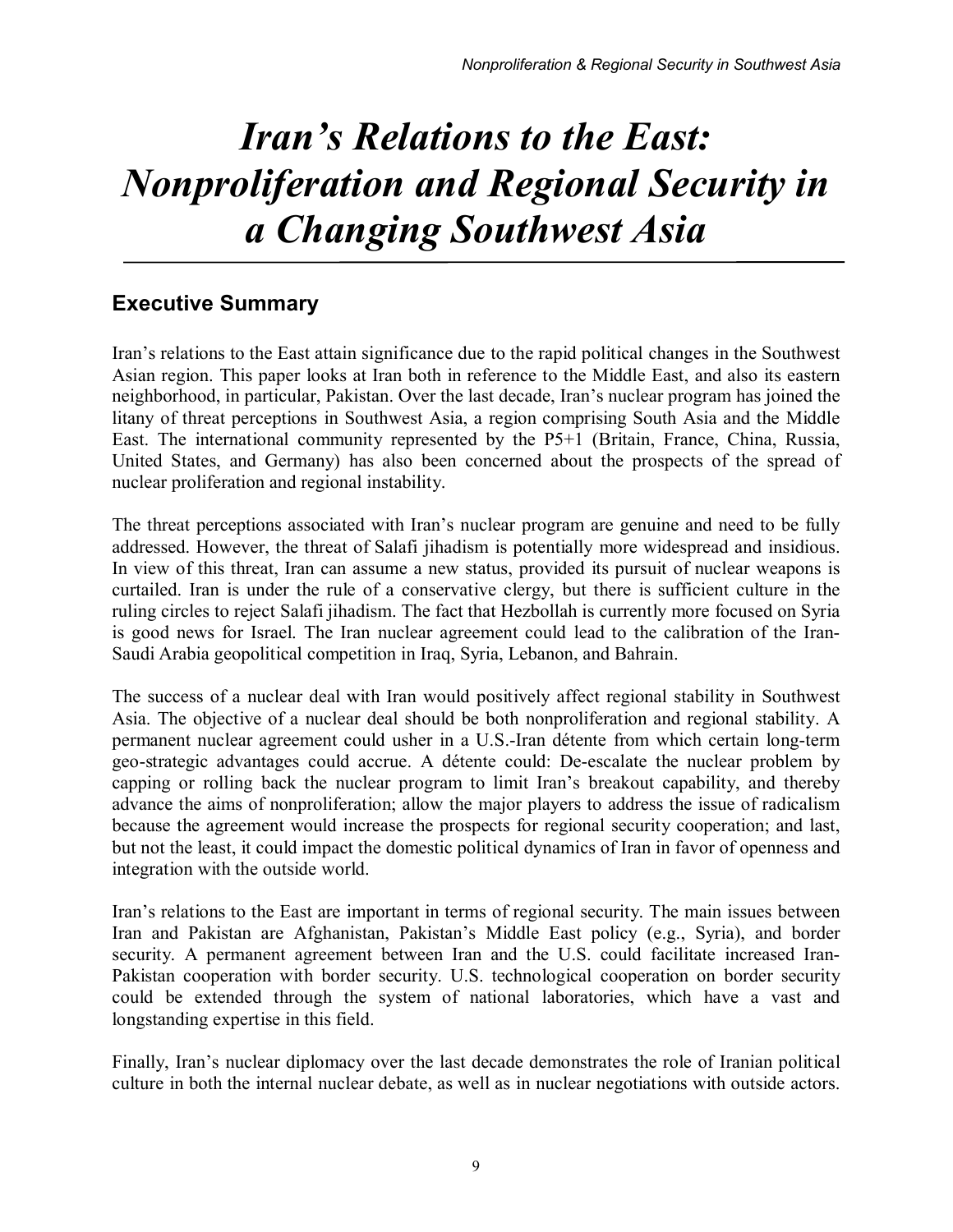# *Iran's Relations to the East: Nonproliferation and Regional Security in a Changing Southwest Asia*

## Executive Summary

Iran's relations to the East attain significance due to the rapid political changes in the Southwest Asian region. This paper looks at Iran both in reference to the Middle East, and also its eastern neighborhood, in particular, Pakistan. Over the last decade, Iran's nuclear program has joined the litany of threat perceptions in Southwest Asia, a region comprising South Asia and the Middle East. The international community represented by the P5+1 (Britain, France, China, Russia, United States, and Germany) has also been concerned about the prospects of the spread of nuclear proliferation and regional instability.

The threat perceptions associated with Iran's nuclear program are genuine and need to be fully addressed. However, the threat of Salafi jihadism is potentially more widespread and insidious. In view of this threat, Iran can assume a new status, provided its pursuit of nuclear weapons is curtailed. Iran is under the rule of a conservative clergy, but there is sufficient culture in the ruling circles to reject Salafi jihadism. The fact that Hezbollah is currently more focused on Syria is good news for Israel. The Iran nuclear agreement could lead to the calibration of the Iran-Saudi Arabia geopolitical competition in Iraq, Syria, Lebanon, and Bahrain.

The success of a nuclear deal with Iran would positively affect regional stability in Southwest Asia. The objective of a nuclear deal should be both nonproliferation and regional stability. A permanent nuclear agreement could usher in a U.S.-Iran détente from which certain long-term geo-strategic advantages could accrue. A détente could: De-escalate the nuclear problem by capping or rolling back the nuclear program to limit Iran's breakout capability, and thereby advance the aims of nonproliferation; allow the major players to address the issue of radicalism because the agreement would increase the prospects for regional security cooperation; and last, but not the least, it could impact the domestic political dynamics of Iran in favor of openness and integration with the outside world.

Iran's relations to the East are important in terms of regional security. The main issues between Iran and Pakistan are Afghanistan, Pakistan's Middle East policy (e.g., Syria), and border security. A permanent agreement between Iran and the U.S. could facilitate increased Iran-Pakistan cooperation with border security. U.S. technological cooperation on border security could be extended through the system of national laboratories, which have a vast and longstanding expertise in this field.

Finally, Iran's nuclear diplomacy over the last decade demonstrates the role of Iranian political culture in both the internal nuclear debate, as well as in nuclear negotiations with outside actors.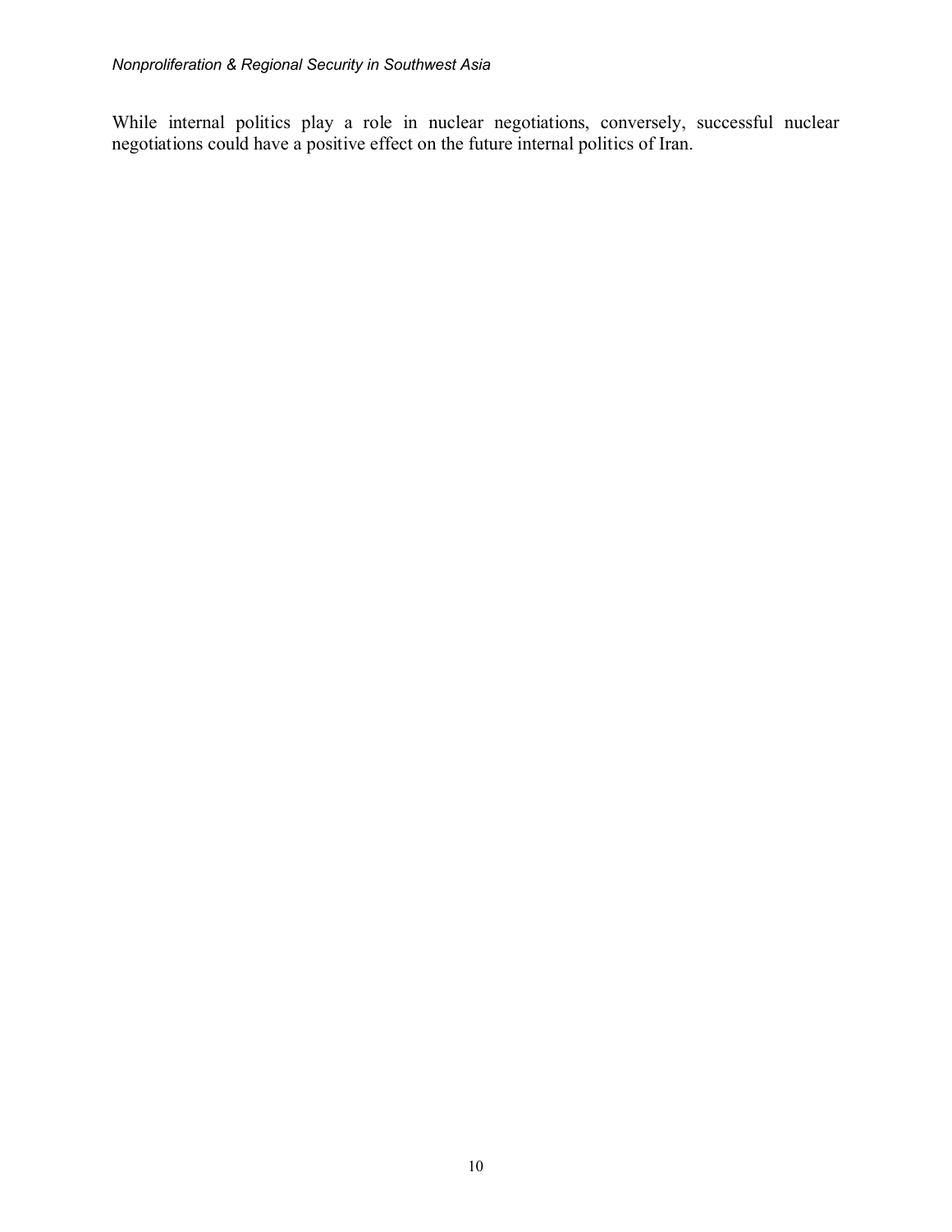While internal politics play a role in nuclear negotiations, conversely, successful nuclear negotiations could have a positive effect on the future internal politics of Iran.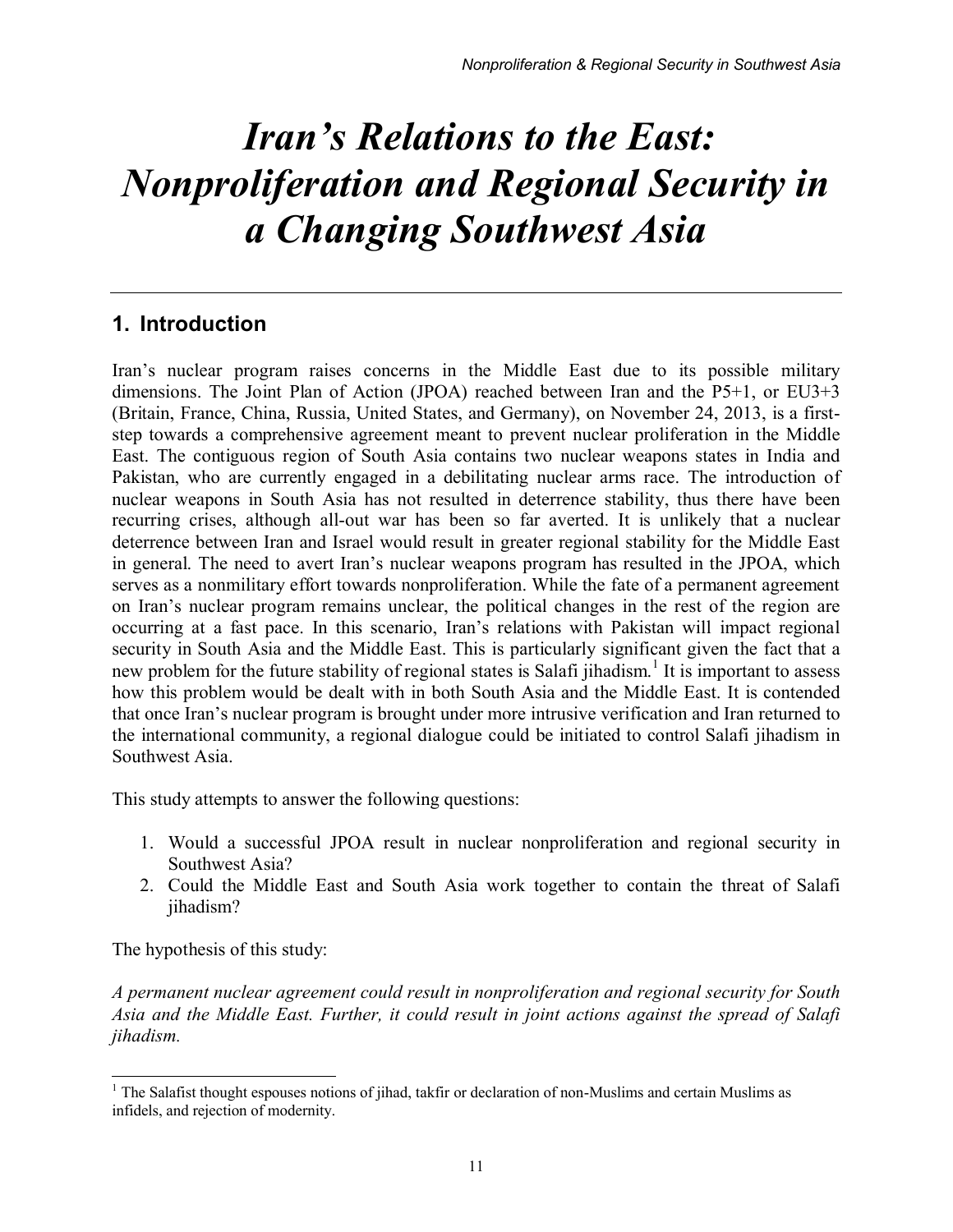# *Iran's Relations to the East: Nonproliferation and Regional Security in a Changing Southwest Asia*

## 1. Introduction

Iran's nuclear program raises concerns in the Middle East due to its possible military dimensions. The Joint Plan of Action (JPOA) reached between Iran and the P5+1, or EU3+3 (Britain, France, China, Russia, United States, and Germany), on November 24, 2013, is a first-step towards a comprehensive agreement meant to prevent nuclear proliferation in the Middle East. The contiguous region of South Asia contains two nuclear weapons states in India and Pakistan, who are currently engaged in a debilitating nuclear arms race. The introduction of nuclear weapons in South Asia has not resulted in deterrence stability, thus there have been recurring crises, although all-out war has been so far averted. It is unlikely that a nuclear deterrence between Iran and Israel would result in greater regional stability for the Middle East in general. The need to avert Iran's nuclear weapons program has resulted in the JPOA, which serves as a nonmilitary effort towards nonproliferation. While the fate of a permanent agreement on Iran's nuclear program remains unclear, the political changes in the rest of the region are occurring at a fast pace. In this scenario, Iran's relations with Pakistan will impact regional security in South Asia and the Middle East. This is particularly significant given the fact that a new problem for the future stability of regional states is Salafi jihadism.[1] It is important to assess how this problem would be dealt with in both South Asia and the Middle East. It is contended that once Iran's nuclear program is brought under more intrusive verification and Iran returned to the international community, a regional dialogue could be initiated to control Salafi jihadism in Southwest Asia.

This study attempts to answer the following questions:

1. Would a successful JPOA result in nuclear nonproliferation and regional security in Southwest Asia?
2. Could the Middle East and South Asia work together to contain the threat of Salafi jihadism?

The hypothesis of this study:

*A permanent nuclear agreement could result in nonproliferation and regional security for South Asia and the Middle East. Further, it could result in joint actions against the spread of Salafi jihadism.*

---

[1] The Salafist thought espouses notions of jihad, takfir or declaration of non-Muslims and certain Muslims as infidels, and rejection of modernity.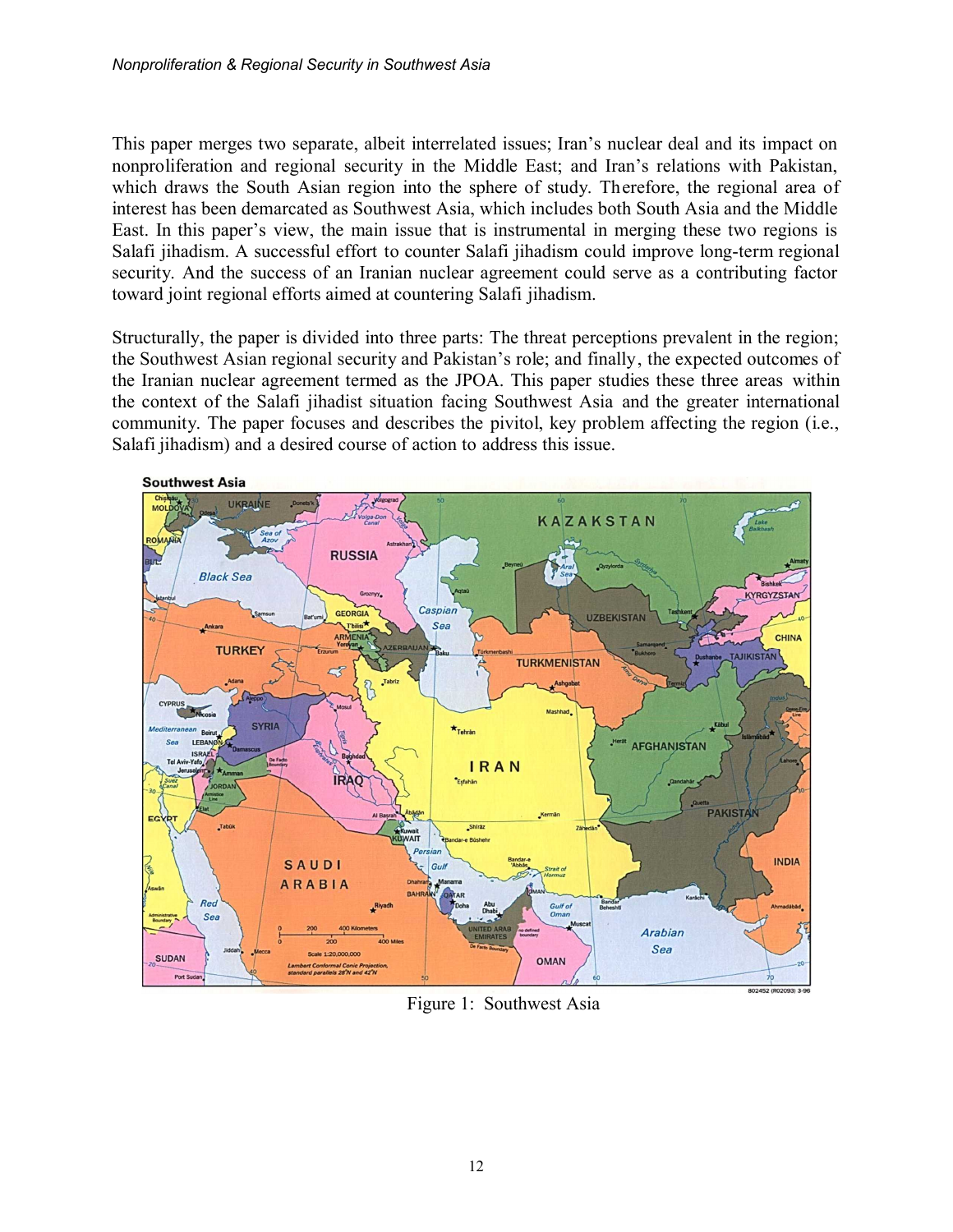This paper merges two separate, albeit interrelated issues; Iran's nuclear deal and its impact on nonproliferation and regional security in the Middle East; and Iran's relations with Pakistan, which draws the South Asian region into the sphere of study. Therefore, the regional area of interest has been demarcated as Southwest Asia, which includes both South Asia and the Middle East. In this paper's view, the main issue that is instrumental in merging these two regions is Salafi jihadism. A successful effort to counter Salafi jihadism could improve long-term regional security. And the success of an Iranian nuclear agreement could serve as a contributing factor toward joint regional efforts aimed at countering Salafi jihadism.

Structurally, the paper is divided into three parts: The threat perceptions prevalent in the region; the Southwest Asian regional security and Pakistan's role; and finally, the expected outcomes of the Iranian nuclear agreement termed as the JPOA. This paper studies these three areas within the context of the Salafi jihadist situation facing Southwest Asia and the greater international community. The paper focuses and describes the pivitol, key problem affecting the region (i.e., Salafi jihadism) and a desired course of action to address this issue.

Figure 1: Southwest Asia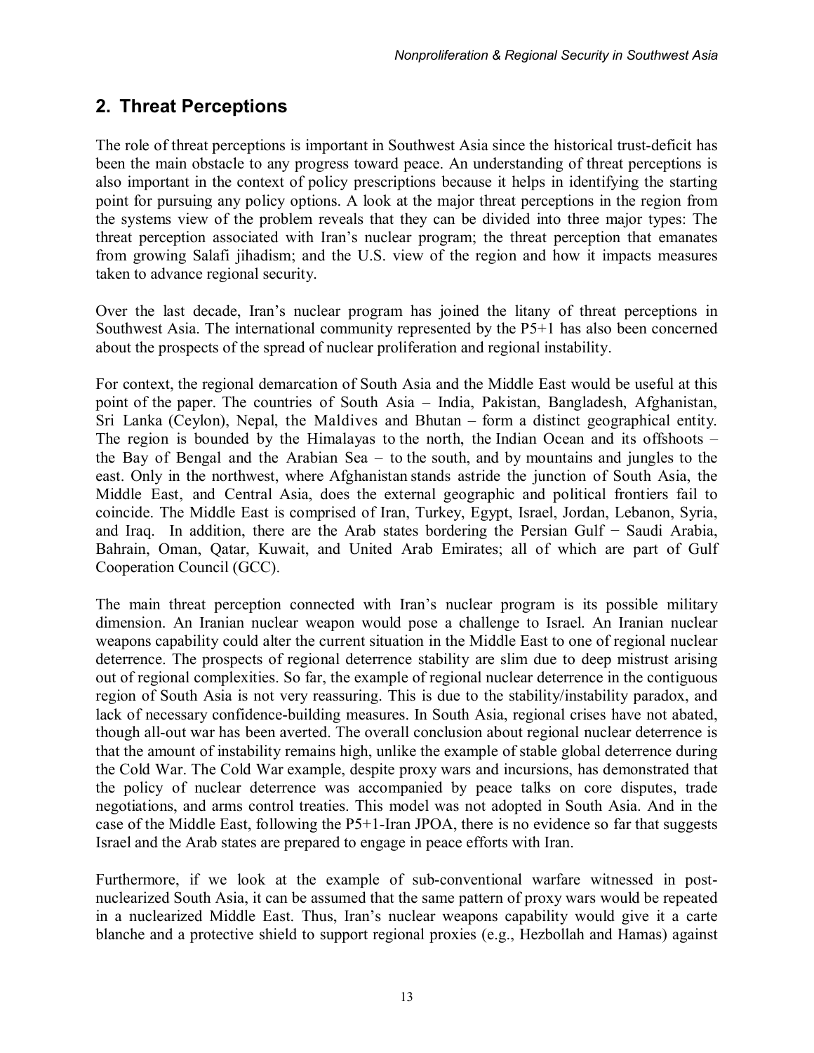## 2. Threat Perceptions

The role of threat perceptions is important in Southwest Asia since the historical trust-deficit has been the main obstacle to any progress toward peace. An understanding of threat perceptions is also important in the context of policy prescriptions because it helps in identifying the starting point for pursuing any policy options. A look at the major threat perceptions in the region from the systems view of the problem reveals that they can be divided into three major types: The threat perception associated with Iran's nuclear program; the threat perception that emanates from growing Salafi jihadism; and the U.S. view of the region and how it impacts measures taken to advance regional security.

Over the last decade, Iran's nuclear program has joined the litany of threat perceptions in Southwest Asia. The international community represented by the P5+1 has also been concerned about the prospects of the spread of nuclear proliferation and regional instability.

For context, the regional demarcation of South Asia and the Middle East would be useful at this point of the paper. The countries of South Asia – India, Pakistan, Bangladesh, Afghanistan, Sri Lanka (Ceylon), Nepal, the Maldives and Bhutan – form a distinct geographical entity. The region is bounded by the Himalayas to the north, the Indian Ocean and its offshoots – the Bay of Bengal and the Arabian Sea – to the south, and by mountains and jungles to the east. Only in the northwest, where Afghanistan stands astride the junction of South Asia, the Middle East, and Central Asia, does the external geographic and political frontiers fail to coincide. The Middle East is comprised of Iran, Turkey, Egypt, Israel, Jordan, Lebanon, Syria, and Iraq. In addition, there are the Arab states bordering the Persian Gulf − Saudi Arabia, Bahrain, Oman, Qatar, Kuwait, and United Arab Emirates; all of which are part of Gulf Cooperation Council (GCC).

The main threat perception connected with Iran's nuclear program is its possible military dimension. An Iranian nuclear weapon would pose a challenge to Israel. An Iranian nuclear weapons capability could alter the current situation in the Middle East to one of regional nuclear deterrence. The prospects of regional deterrence stability are slim due to deep mistrust arising out of regional complexities. So far, the example of regional nuclear deterrence in the contiguous region of South Asia is not very reassuring. This is due to the stability/instability paradox, and lack of necessary confidence-building measures. In South Asia, regional crises have not abated, though all-out war has been averted. The overall conclusion about regional nuclear deterrence is that the amount of instability remains high, unlike the example of stable global deterrence during the Cold War. The Cold War example, despite proxy wars and incursions, has demonstrated that the policy of nuclear deterrence was accompanied by peace talks on core disputes, trade negotiations, and arms control treaties. This model was not adopted in South Asia. And in the case of the Middle East, following the P5+1-Iran JPOA, there is no evidence so far that suggests Israel and the Arab states are prepared to engage in peace efforts with Iran.

Furthermore, if we look at the example of sub-conventional warfare witnessed in post-nuclearized South Asia, it can be assumed that the same pattern of proxy wars would be repeated in a nuclearized Middle East. Thus, Iran's nuclear weapons capability would give it a carte blanche and a protective shield to support regional proxies (e.g., Hezbollah and Hamas) against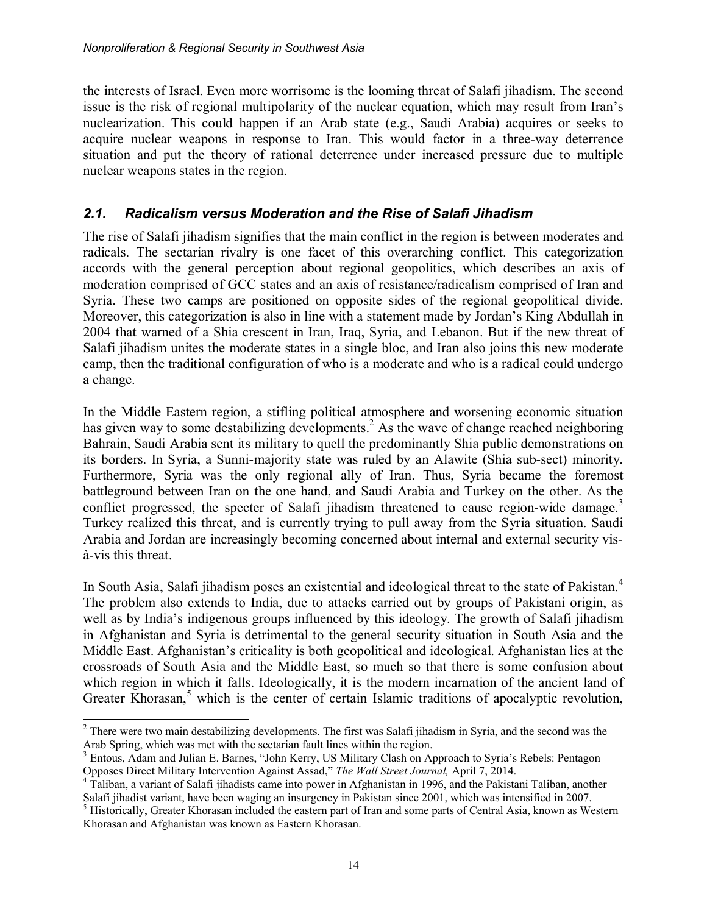the interests of Israel. Even more worrisome is the looming threat of Salafi jihadism. The second issue is the risk of regional multipolarity of the nuclear equation, which may result from Iran's nuclearization. This could happen if an Arab state (e.g., Saudi Arabia) acquires or seeks to acquire nuclear weapons in response to Iran. This would factor in a three-way deterrence situation and put the theory of rational deterrence under increased pressure due to multiple nuclear weapons states in the region.

## *2.1. Radicalism versus Moderation and the Rise of Salafi Jihadism*

The rise of Salafi jihadism signifies that the main conflict in the region is between moderates and radicals. The sectarian rivalry is one facet of this overarching conflict. This categorization accords with the general perception about regional geopolitics, which describes an axis of moderation comprised of GCC states and an axis of resistance/radicalism comprised of Iran and Syria. These two camps are positioned on opposite sides of the regional geopolitical divide. Moreover, this categorization is also in line with a statement made by Jordan's King Abdullah in 2004 that warned of a Shia crescent in Iran, Iraq, Syria, and Lebanon. But if the new threat of Salafi jihadism unites the moderate states in a single bloc, and Iran also joins this new moderate camp, then the traditional configuration of who is a moderate and who is a radical could undergo a change.

In the Middle Eastern region, a stifling political atmosphere and worsening economic situation has given way to some destabilizing developments.[2] As the wave of change reached neighboring Bahrain, Saudi Arabia sent its military to quell the predominantly Shia public demonstrations on its borders. In Syria, a Sunni-majority state was ruled by an Alawite (Shia sub-sect) minority. Furthermore, Syria was the only regional ally of Iran. Thus, Syria became the foremost battleground between Iran on the one hand, and Saudi Arabia and Turkey on the other. As the conflict progressed, the specter of Salafi jihadism threatened to cause region-wide damage.[3] Turkey realized this threat, and is currently trying to pull away from the Syria situation. Saudi Arabia and Jordan are increasingly becoming concerned about internal and external security vis-à-vis this threat.

In South Asia, Salafi jihadism poses an existential and ideological threat to the state of Pakistan.[4] The problem also extends to India, due to attacks carried out by groups of Pakistani origin, as well as by India's indigenous groups influenced by this ideology. The growth of Salafi jihadism in Afghanistan and Syria is detrimental to the general security situation in South Asia and the Middle East. Afghanistan's criticality is both geopolitical and ideological. Afghanistan lies at the crossroads of South Asia and the Middle East, so much so that there is some confusion about which region in which it falls. Ideologically, it is the modern incarnation of the ancient land of Greater Khorasan,[5] which is the center of certain Islamic traditions of apocalyptic revolution,

---

[2] There were two main destabilizing developments. The first was Salafi jihadism in Syria, and the second was the Arab Spring, which was met with the sectarian fault lines within the region.

[3] Entous, Adam and Julian E. Barnes, "John Kerry, US Military Clash on Approach to Syria's Rebels: Pentagon Opposes Direct Military Intervention Against Assad," *The Wall Street Journal,* April 7, 2014.

[4] Taliban, a variant of Salafi jihadists came into power in Afghanistan in 1996, and the Pakistani Taliban, another Salafi jihadist variant, have been waging an insurgency in Pakistan since 2001, which was intensified in 2007.

[5] Historically, Greater Khorasan included the eastern part of Iran and some parts of Central Asia, known as Western Khorasan and Afghanistan was known as Eastern Khorasan.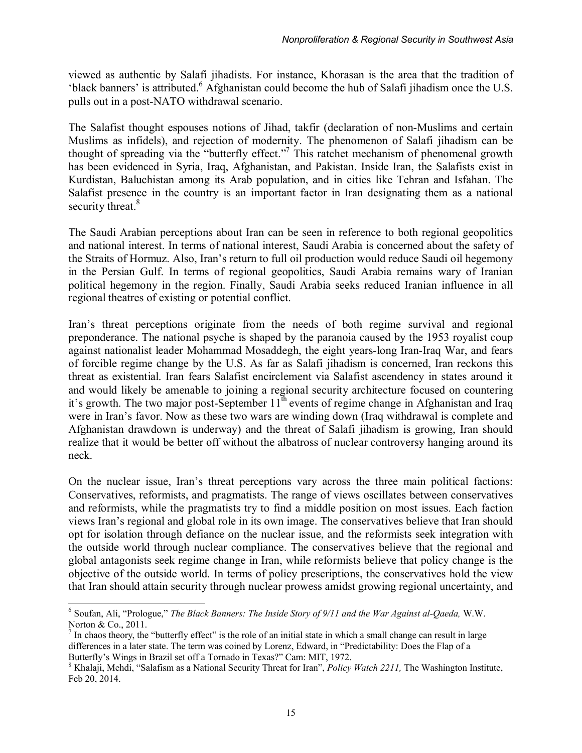viewed as authentic by Salafi jihadists. For instance, Khorasan is the area that the tradition of 'black banners' is attributed.[6] Afghanistan could become the hub of Salafi jihadism once the U.S. pulls out in a post-NATO withdrawal scenario.

The Salafist thought espouses notions of Jihad, takfir (declaration of non-Muslims and certain Muslims as infidels), and rejection of modernity. The phenomenon of Salafi jihadism can be thought of spreading via the "butterfly effect."[7] This ratchet mechanism of phenomenal growth has been evidenced in Syria, Iraq, Afghanistan, and Pakistan. Inside Iran, the Salafists exist in Kurdistan, Baluchistan among its Arab population, and in cities like Tehran and Isfahan. The Salafist presence in the country is an important factor in Iran designating them as a national security threat.[8]

The Saudi Arabian perceptions about Iran can be seen in reference to both regional geopolitics and national interest. In terms of national interest, Saudi Arabia is concerned about the safety of the Straits of Hormuz. Also, Iran's return to full oil production would reduce Saudi oil hegemony in the Persian Gulf. In terms of regional geopolitics, Saudi Arabia remains wary of Iranian political hegemony in the region. Finally, Saudi Arabia seeks reduced Iranian influence in all regional theatres of existing or potential conflict.

Iran's threat perceptions originate from the needs of both regime survival and regional preponderance. The national psyche is shaped by the paranoia caused by the 1953 royalist coup against nationalist leader Mohammad Mosaddegh, the eight years-long Iran-Iraq War, and fears of forcible regime change by the U.S. As far as Salafi jihadism is concerned, Iran reckons this threat as existential. Iran fears Salafist encirclement via Salafist ascendency in states around it and would likely be amenable to joining a regional security architecture focused on countering it's growth. The two major post-September 11th events of regime change in Afghanistan and Iraq were in Iran's favor. Now as these two wars are winding down (Iraq withdrawal is complete and Afghanistan drawdown is underway) and the threat of Salafi jihadism is growing, Iran should realize that it would be better off without the albatross of nuclear controversy hanging around its neck.

On the nuclear issue, Iran's threat perceptions vary across the three main political factions: Conservatives, reformists, and pragmatists. The range of views oscillates between conservatives and reformists, while the pragmatists try to find a middle position on most issues. Each faction views Iran's regional and global role in its own image. The conservatives believe that Iran should opt for isolation through defiance on the nuclear issue, and the reformists seek integration with the outside world through nuclear compliance. The conservatives believe that the regional and global antagonists seek regime change in Iran, while reformists believe that policy change is the objective of the outside world. In terms of policy prescriptions, the conservatives hold the view that Iran should attain security through nuclear prowess amidst growing regional uncertainty, and

---

[6] Soufan, Ali, "Prologue," *The Black Banners: The Inside Story of 9/11 and the War Against al-Qaeda,* W.W. Norton & Co., 2011.

[7] In chaos theory, the "butterfly effect" is the role of an initial state in which a small change can result in large differences in a later state. The term was coined by Lorenz, Edward, in "Predictability: Does the Flap of a Butterfly's Wings in Brazil set off a Tornado in Texas?" Cam: MIT, 1972.

[8] Khalaji, Mehdi, "Salafism as a National Security Threat for Iran", *Policy Watch 2211,* The Washington Institute, Feb 20, 2014.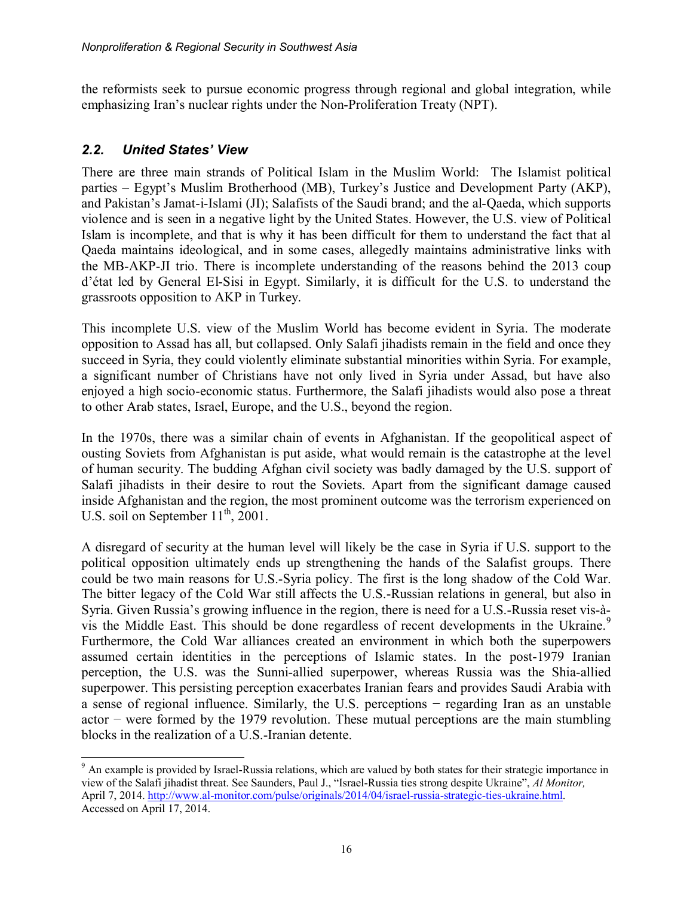the reformists seek to pursue economic progress through regional and global integration, while emphasizing Iran's nuclear rights under the Non-Proliferation Treaty (NPT).

### *2.2. United States' View*

There are three main strands of Political Islam in the Muslim World: The Islamist political parties – Egypt's Muslim Brotherhood (MB), Turkey's Justice and Development Party (AKP), and Pakistan's Jamat-i-Islami (JI); Salafists of the Saudi brand; and the al-Qaeda, which supports violence and is seen in a negative light by the United States. However, the U.S. view of Political Islam is incomplete, and that is why it has been difficult for them to understand the fact that al Qaeda maintains ideological, and in some cases, allegedly maintains administrative links with the MB-AKP-JI trio. There is incomplete understanding of the reasons behind the 2013 coup d'état led by General El-Sisi in Egypt. Similarly, it is difficult for the U.S. to understand the grassroots opposition to AKP in Turkey.

This incomplete U.S. view of the Muslim World has become evident in Syria. The moderate opposition to Assad has all, but collapsed. Only Salafi jihadists remain in the field and once they succeed in Syria, they could violently eliminate substantial minorities within Syria. For example, a significant number of Christians have not only lived in Syria under Assad, but have also enjoyed a high socio-economic status. Furthermore, the Salafi jihadists would also pose a threat to other Arab states, Israel, Europe, and the U.S., beyond the region.

In the 1970s, there was a similar chain of events in Afghanistan. If the geopolitical aspect of ousting Soviets from Afghanistan is put aside, what would remain is the catastrophe at the level of human security. The budding Afghan civil society was badly damaged by the U.S. support of Salafi jihadists in their desire to rout the Soviets. Apart from the significant damage caused inside Afghanistan and the region, the most prominent outcome was the terrorism experienced on U.S. soil on September 11th, 2001.

A disregard of security at the human level will likely be the case in Syria if U.S. support to the political opposition ultimately ends up strengthening the hands of the Salafist groups. There could be two main reasons for U.S.-Syria policy. The first is the long shadow of the Cold War. The bitter legacy of the Cold War still affects the U.S.-Russian relations in general, but also in Syria. Given Russia's growing influence in the region, there is need for a U.S.-Russia reset vis-à-vis the Middle East. This should be done regardless of recent developments in the Ukraine.[9] Furthermore, the Cold War alliances created an environment in which both the superpowers assumed certain identities in the perceptions of Islamic states. In the post-1979 Iranian perception, the U.S. was the Sunni-allied superpower, whereas Russia was the Shia-allied superpower. This persisting perception exacerbates Iranian fears and provides Saudi Arabia with a sense of regional influence. Similarly, the U.S. perceptions − regarding Iran as an unstable actor − were formed by the 1979 revolution. These mutual perceptions are the main stumbling blocks in the realization of a U.S.-Iranian detente.

---

[9] An example is provided by Israel-Russia relations, which are valued by both states for their strategic importance in view of the Salafi jihadist threat. See Saunders, Paul J., "Israel-Russia ties strong despite Ukraine", *Al Monitor,* April 7, 2014. http://www.al-monitor.com/pulse/originals/2014/04/israel-russia-strategic-ties-ukraine.html. Accessed on April 17, 2014.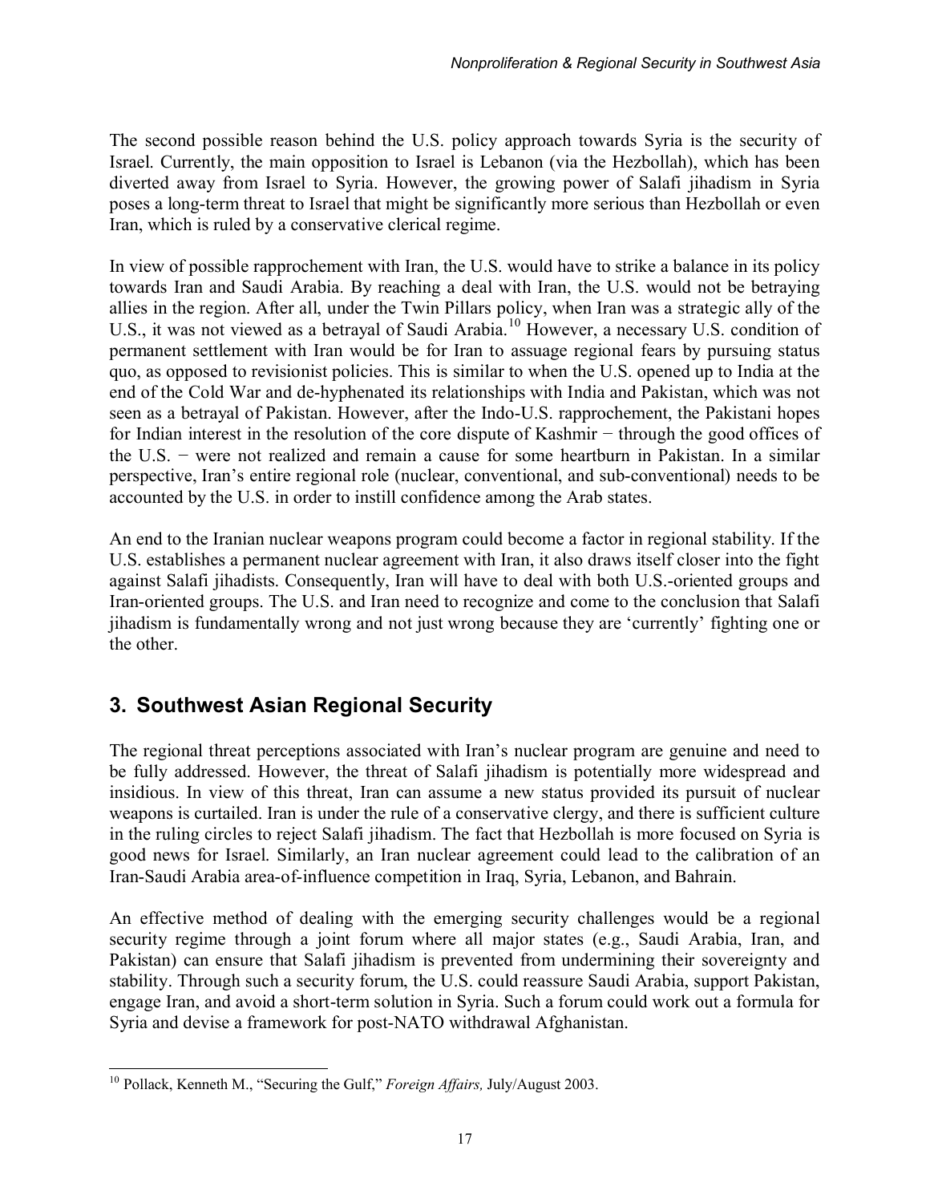The second possible reason behind the U.S. policy approach towards Syria is the security of Israel. Currently, the main opposition to Israel is Lebanon (via the Hezbollah), which has been diverted away from Israel to Syria. However, the growing power of Salafi jihadism in Syria poses a long-term threat to Israel that might be significantly more serious than Hezbollah or even Iran, which is ruled by a conservative clerical regime.

In view of possible rapprochement with Iran, the U.S. would have to strike a balance in its policy towards Iran and Saudi Arabia. By reaching a deal with Iran, the U.S. would not be betraying allies in the region. After all, under the Twin Pillars policy, when Iran was a strategic ally of the U.S., it was not viewed as a betrayal of Saudi Arabia.[10] However, a necessary U.S. condition of permanent settlement with Iran would be for Iran to assuage regional fears by pursuing status quo, as opposed to revisionist policies. This is similar to when the U.S. opened up to India at the end of the Cold War and de-hyphenated its relationships with India and Pakistan, which was not seen as a betrayal of Pakistan. However, after the Indo-U.S. rapprochement, the Pakistani hopes for Indian interest in the resolution of the core dispute of Kashmir − through the good offices of the U.S. − were not realized and remain a cause for some heartburn in Pakistan. In a similar perspective, Iran's entire regional role (nuclear, conventional, and sub-conventional) needs to be accounted by the U.S. in order to instill confidence among the Arab states.

An end to the Iranian nuclear weapons program could become a factor in regional stability. If the U.S. establishes a permanent nuclear agreement with Iran, it also draws itself closer into the fight against Salafi jihadists. Consequently, Iran will have to deal with both U.S.-oriented groups and Iran-oriented groups. The U.S. and Iran need to recognize and come to the conclusion that Salafi jihadism is fundamentally wrong and not just wrong because they are 'currently' fighting one or the other.

## 3. Southwest Asian Regional Security

The regional threat perceptions associated with Iran's nuclear program are genuine and need to be fully addressed. However, the threat of Salafi jihadism is potentially more widespread and insidious. In view of this threat, Iran can assume a new status provided its pursuit of nuclear weapons is curtailed. Iran is under the rule of a conservative clergy, and there is sufficient culture in the ruling circles to reject Salafi jihadism. The fact that Hezbollah is more focused on Syria is good news for Israel. Similarly, an Iran nuclear agreement could lead to the calibration of an Iran-Saudi Arabia area-of-influence competition in Iraq, Syria, Lebanon, and Bahrain.

An effective method of dealing with the emerging security challenges would be a regional security regime through a joint forum where all major states (e.g., Saudi Arabia, Iran, and Pakistan) can ensure that Salafi jihadism is prevented from undermining their sovereignty and stability. Through such a security forum, the U.S. could reassure Saudi Arabia, support Pakistan, engage Iran, and avoid a short-term solution in Syria. Such a forum could work out a formula for Syria and devise a framework for post-NATO withdrawal Afghanistan.

---

[10] Pollack, Kenneth M., "Securing the Gulf," *Foreign Affairs,* July/August 2003.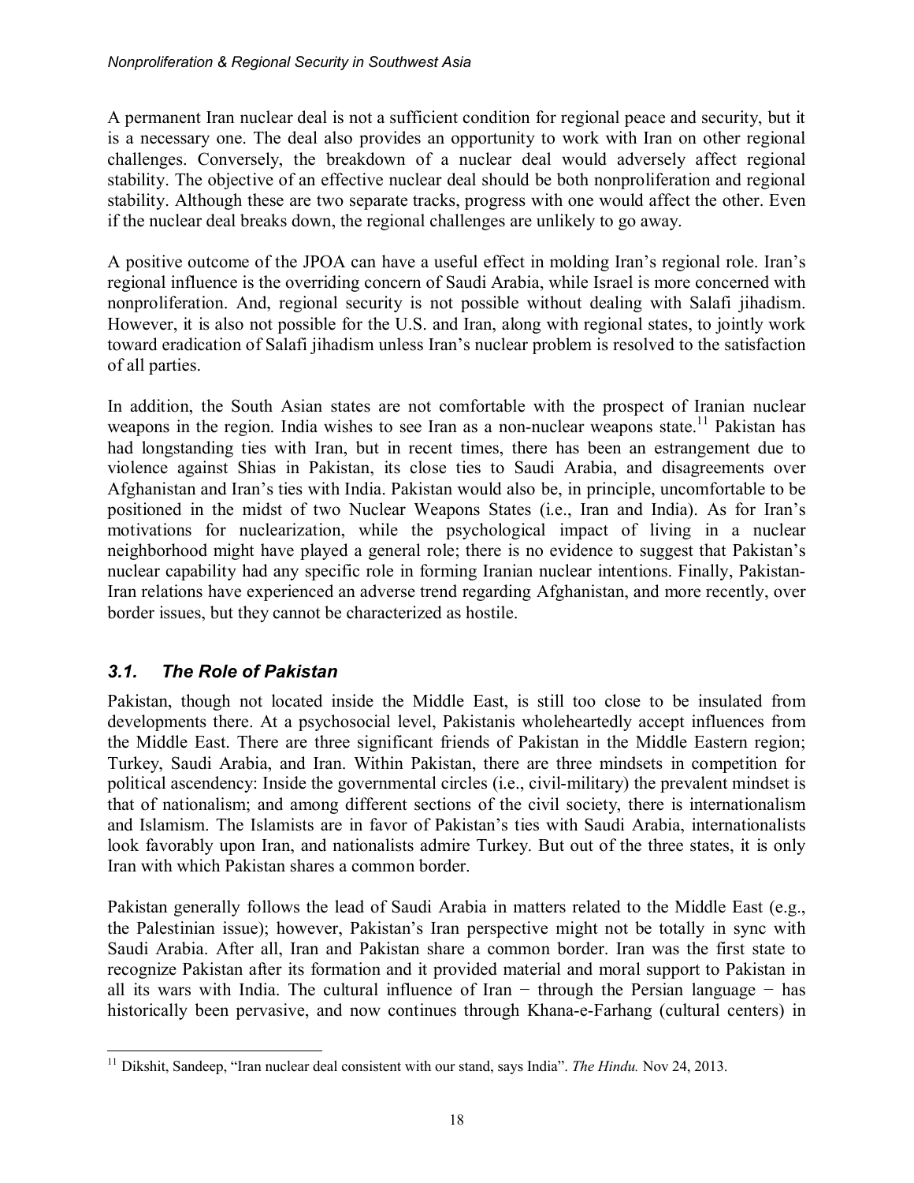A permanent Iran nuclear deal is not a sufficient condition for regional peace and security, but it is a necessary one. The deal also provides an opportunity to work with Iran on other regional challenges. Conversely, the breakdown of a nuclear deal would adversely affect regional stability. The objective of an effective nuclear deal should be both nonproliferation and regional stability. Although these are two separate tracks, progress with one would affect the other. Even if the nuclear deal breaks down, the regional challenges are unlikely to go away.

A positive outcome of the JPOA can have a useful effect in molding Iran's regional role. Iran's regional influence is the overriding concern of Saudi Arabia, while Israel is more concerned with nonproliferation. And, regional security is not possible without dealing with Salafi jihadism. However, it is also not possible for the U.S. and Iran, along with regional states, to jointly work toward eradication of Salafi jihadism unless Iran's nuclear problem is resolved to the satisfaction of all parties.

In addition, the South Asian states are not comfortable with the prospect of Iranian nuclear weapons in the region. India wishes to see Iran as a non-nuclear weapons state.[11] Pakistan has had longstanding ties with Iran, but in recent times, there has been an estrangement due to violence against Shias in Pakistan, its close ties to Saudi Arabia, and disagreements over Afghanistan and Iran's ties with India. Pakistan would also be, in principle, uncomfortable to be positioned in the midst of two Nuclear Weapons States (i.e., Iran and India). As for Iran's motivations for nuclearization, while the psychological impact of living in a nuclear neighborhood might have played a general role; there is no evidence to suggest that Pakistan's nuclear capability had any specific role in forming Iranian nuclear intentions. Finally, Pakistan-Iran relations have experienced an adverse trend regarding Afghanistan, and more recently, over border issues, but they cannot be characterized as hostile.

### *3.1. The Role of Pakistan*

Pakistan, though not located inside the Middle East, is still too close to be insulated from developments there. At a psychosocial level, Pakistanis wholeheartedly accept influences from the Middle East. There are three significant friends of Pakistan in the Middle Eastern region; Turkey, Saudi Arabia, and Iran. Within Pakistan, there are three mindsets in competition for political ascendency: Inside the governmental circles (i.e., civil-military) the prevalent mindset is that of nationalism; and among different sections of the civil society, there is internationalism and Islamism. The Islamists are in favor of Pakistan's ties with Saudi Arabia, internationalists look favorably upon Iran, and nationalists admire Turkey. But out of the three states, it is only Iran with which Pakistan shares a common border.

Pakistan generally follows the lead of Saudi Arabia in matters related to the Middle East (e.g., the Palestinian issue); however, Pakistan's Iran perspective might not be totally in sync with Saudi Arabia. After all, Iran and Pakistan share a common border. Iran was the first state to recognize Pakistan after its formation and it provided material and moral support to Pakistan in all its wars with India. The cultural influence of Iran − through the Persian language − has historically been pervasive, and now continues through Khana-e-Farhang (cultural centers) in

[11] Dikshit, Sandeep, "Iran nuclear deal consistent with our stand, says India". *The Hindu.* Nov 24, 2013.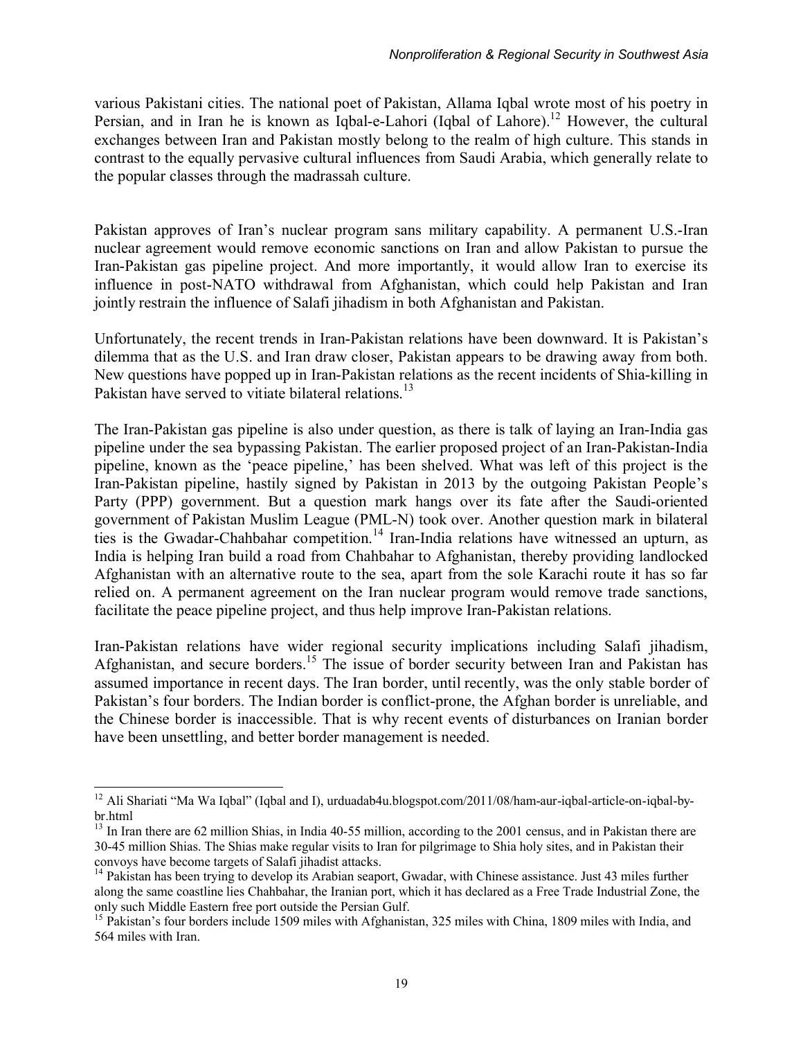various Pakistani cities. The national poet of Pakistan, Allama Iqbal wrote most of his poetry in Persian, and in Iran he is known as Iqbal-e-Lahori (Iqbal of Lahore).[12] However, the cultural exchanges between Iran and Pakistan mostly belong to the realm of high culture. This stands in contrast to the equally pervasive cultural influences from Saudi Arabia, which generally relate to the popular classes through the madrassah culture.

Pakistan approves of Iran's nuclear program sans military capability. A permanent U.S.-Iran nuclear agreement would remove economic sanctions on Iran and allow Pakistan to pursue the Iran-Pakistan gas pipeline project. And more importantly, it would allow Iran to exercise its influence in post-NATO withdrawal from Afghanistan, which could help Pakistan and Iran jointly restrain the influence of Salafi jihadism in both Afghanistan and Pakistan.

Unfortunately, the recent trends in Iran-Pakistan relations have been downward. It is Pakistan's dilemma that as the U.S. and Iran draw closer, Pakistan appears to be drawing away from both. New questions have popped up in Iran-Pakistan relations as the recent incidents of Shia-killing in Pakistan have served to vitiate bilateral relations.[13]

The Iran-Pakistan gas pipeline is also under question, as there is talk of laying an Iran-India gas pipeline under the sea bypassing Pakistan. The earlier proposed project of an Iran-Pakistan-India pipeline, known as the 'peace pipeline,' has been shelved. What was left of this project is the Iran-Pakistan pipeline, hastily signed by Pakistan in 2013 by the outgoing Pakistan People's Party (PPP) government. But a question mark hangs over its fate after the Saudi-oriented government of Pakistan Muslim League (PML-N) took over. Another question mark in bilateral ties is the Gwadar-Chahbahar competition.[14] Iran-India relations have witnessed an upturn, as India is helping Iran build a road from Chahbahar to Afghanistan, thereby providing landlocked Afghanistan with an alternative route to the sea, apart from the sole Karachi route it has so far relied on. A permanent agreement on the Iran nuclear program would remove trade sanctions, facilitate the peace pipeline project, and thus help improve Iran-Pakistan relations.

Iran-Pakistan relations have wider regional security implications including Salafi jihadism, Afghanistan, and secure borders.[15] The issue of border security between Iran and Pakistan has assumed importance in recent days. The Iran border, until recently, was the only stable border of Pakistan's four borders. The Indian border is conflict-prone, the Afghan border is unreliable, and the Chinese border is inaccessible. That is why recent events of disturbances on Iranian border have been unsettling, and better border management is needed.

---

[12] Ali Shariati "Ma Wa Iqbal" (Iqbal and I), urduadab4u.blogspot.com/2011/08/ham-aur-iqbal-article-on-iqbal-by-br.html

[13] In Iran there are 62 million Shias, in India 40-55 million, according to the 2001 census, and in Pakistan there are 30-45 million Shias. The Shias make regular visits to Iran for pilgrimage to Shia holy sites, and in Pakistan their convoys have become targets of Salafi jihadist attacks.

[14] Pakistan has been trying to develop its Arabian seaport, Gwadar, with Chinese assistance. Just 43 miles further along the same coastline lies Chahbahar, the Iranian port, which it has declared as a Free Trade Industrial Zone, the only such Middle Eastern free port outside the Persian Gulf.

[15] Pakistan's four borders include 1509 miles with Afghanistan, 325 miles with China, 1809 miles with India, and 564 miles with Iran.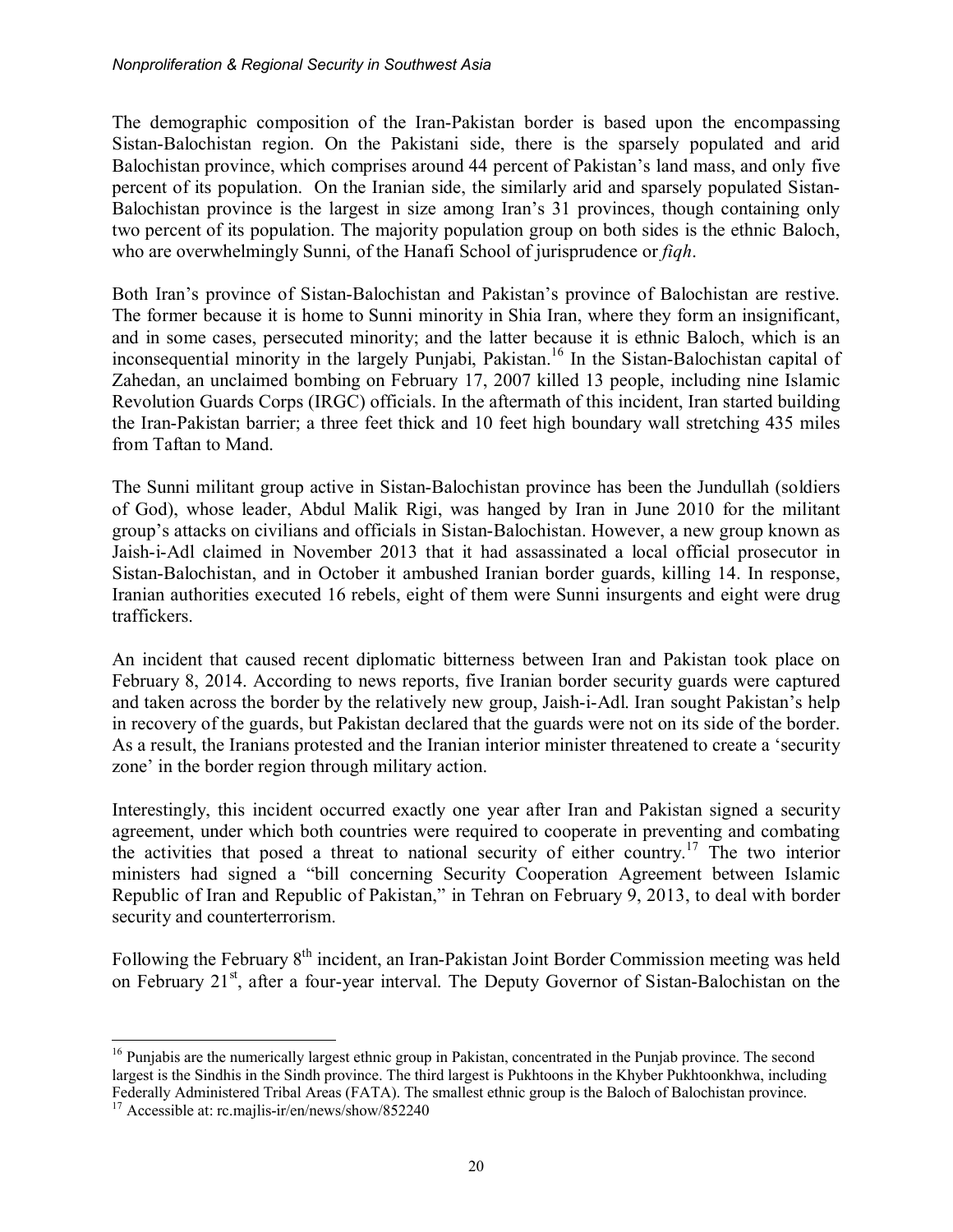The demographic composition of the Iran-Pakistan border is based upon the encompassing Sistan-Balochistan region. On the Pakistani side, there is the sparsely populated and arid Balochistan province, which comprises around 44 percent of Pakistan's land mass, and only five percent of its population. On the Iranian side, the similarly arid and sparsely populated Sistan-Balochistan province is the largest in size among Iran's 31 provinces, though containing only two percent of its population. The majority population group on both sides is the ethnic Baloch, who are overwhelmingly Sunni, of the Hanafi School of jurisprudence or *fiqh*.

Both Iran's province of Sistan-Balochistan and Pakistan's province of Balochistan are restive. The former because it is home to Sunni minority in Shia Iran, where they form an insignificant, and in some cases, persecuted minority; and the latter because it is ethnic Baloch, which is an inconsequential minority in the largely Punjabi, Pakistan.[16] In the Sistan-Balochistan capital of Zahedan, an unclaimed bombing on February 17, 2007 killed 13 people, including nine Islamic Revolution Guards Corps (IRGC) officials. In the aftermath of this incident, Iran started building the Iran-Pakistan barrier; a three feet thick and 10 feet high boundary wall stretching 435 miles from Taftan to Mand.

The Sunni militant group active in Sistan-Balochistan province has been the Jundullah (soldiers of God), whose leader, Abdul Malik Rigi, was hanged by Iran in June 2010 for the militant group's attacks on civilians and officials in Sistan-Balochistan. However, a new group known as Jaish-i-Adl claimed in November 2013 that it had assassinated a local official prosecutor in Sistan-Balochistan, and in October it ambushed Iranian border guards, killing 14. In response, Iranian authorities executed 16 rebels, eight of them were Sunni insurgents and eight were drug traffickers.

An incident that caused recent diplomatic bitterness between Iran and Pakistan took place on February 8, 2014. According to news reports, five Iranian border security guards were captured and taken across the border by the relatively new group, Jaish-i-Adl. Iran sought Pakistan's help in recovery of the guards, but Pakistan declared that the guards were not on its side of the border. As a result, the Iranians protested and the Iranian interior minister threatened to create a 'security zone' in the border region through military action.

Interestingly, this incident occurred exactly one year after Iran and Pakistan signed a security agreement, under which both countries were required to cooperate in preventing and combating the activities that posed a threat to national security of either country.[17] The two interior ministers had signed a "bill concerning Security Cooperation Agreement between Islamic Republic of Iran and Republic of Pakistan," in Tehran on February 9, 2013, to deal with border security and counterterrorism.

Following the February 8th incident, an Iran-Pakistan Joint Border Commission meeting was held on February 21st, after a four-year interval. The Deputy Governor of Sistan-Balochistan on the

[16] Punjabis are the numerically largest ethnic group in Pakistan, concentrated in the Punjab province. The second largest is the Sindhis in the Sindh province. The third largest is Pukhtoons in the Khyber Pukhtoonkhwa, including Federally Administered Tribal Areas (FATA). The smallest ethnic group is the Baloch of Balochistan province.

[17] Accessible at: rc.majlis-ir/en/news/show/852240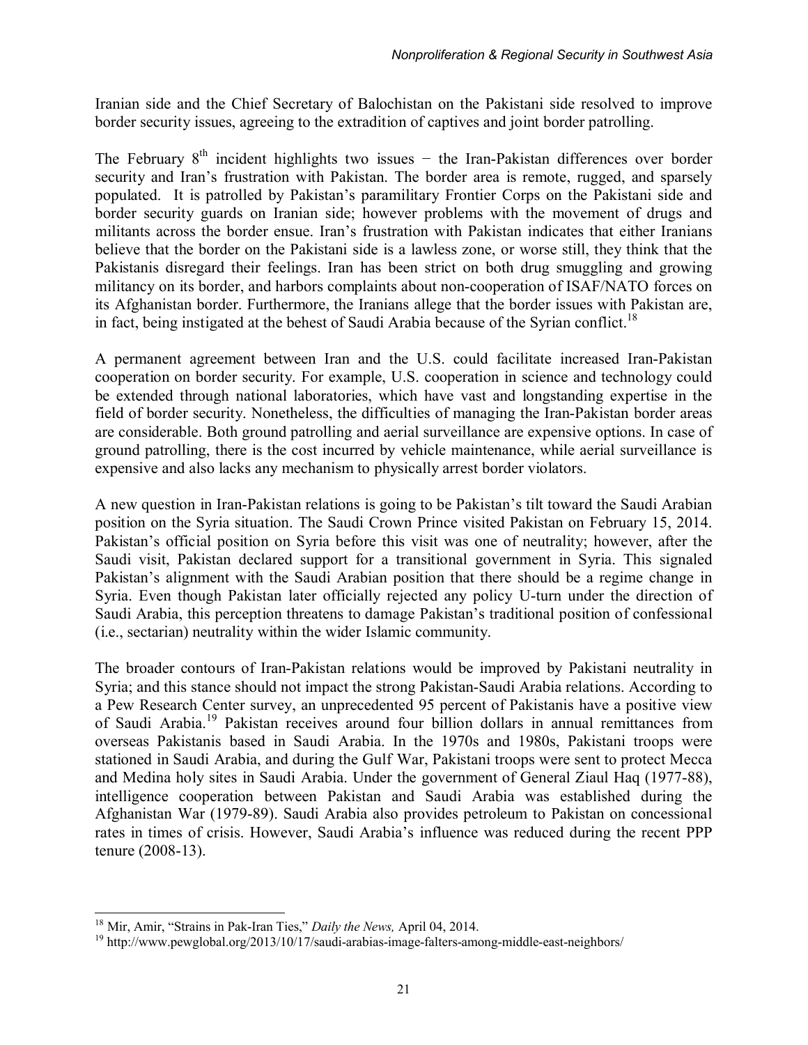Iranian side and the Chief Secretary of Balochistan on the Pakistani side resolved to improve border security issues, agreeing to the extradition of captives and joint border patrolling.

The February 8th incident highlights two issues − the Iran-Pakistan differences over border security and Iran's frustration with Pakistan. The border area is remote, rugged, and sparsely populated. It is patrolled by Pakistan's paramilitary Frontier Corps on the Pakistani side and border security guards on Iranian side; however problems with the movement of drugs and militants across the border ensue. Iran's frustration with Pakistan indicates that either Iranians believe that the border on the Pakistani side is a lawless zone, or worse still, they think that the Pakistanis disregard their feelings. Iran has been strict on both drug smuggling and growing militancy on its border, and harbors complaints about non-cooperation of ISAF/NATO forces on its Afghanistan border. Furthermore, the Iranians allege that the border issues with Pakistan are, in fact, being instigated at the behest of Saudi Arabia because of the Syrian conflict.[18]

A permanent agreement between Iran and the U.S. could facilitate increased Iran-Pakistan cooperation on border security. For example, U.S. cooperation in science and technology could be extended through national laboratories, which have vast and longstanding expertise in the field of border security. Nonetheless, the difficulties of managing the Iran-Pakistan border areas are considerable. Both ground patrolling and aerial surveillance are expensive options. In case of ground patrolling, there is the cost incurred by vehicle maintenance, while aerial surveillance is expensive and also lacks any mechanism to physically arrest border violators.

A new question in Iran-Pakistan relations is going to be Pakistan's tilt toward the Saudi Arabian position on the Syria situation. The Saudi Crown Prince visited Pakistan on February 15, 2014. Pakistan's official position on Syria before this visit was one of neutrality; however, after the Saudi visit, Pakistan declared support for a transitional government in Syria. This signaled Pakistan's alignment with the Saudi Arabian position that there should be a regime change in Syria. Even though Pakistan later officially rejected any policy U-turn under the direction of Saudi Arabia, this perception threatens to damage Pakistan's traditional position of confessional (i.e., sectarian) neutrality within the wider Islamic community.

The broader contours of Iran-Pakistan relations would be improved by Pakistani neutrality in Syria; and this stance should not impact the strong Pakistan-Saudi Arabia relations. According to a Pew Research Center survey, an unprecedented 95 percent of Pakistanis have a positive view of Saudi Arabia.[19] Pakistan receives around four billion dollars in annual remittances from overseas Pakistanis based in Saudi Arabia. In the 1970s and 1980s, Pakistani troops were stationed in Saudi Arabia, and during the Gulf War, Pakistani troops were sent to protect Mecca and Medina holy sites in Saudi Arabia. Under the government of General Ziaul Haq (1977-88), intelligence cooperation between Pakistan and Saudi Arabia was established during the Afghanistan War (1979-89). Saudi Arabia also provides petroleum to Pakistan on concessional rates in times of crisis. However, Saudi Arabia's influence was reduced during the recent PPP tenure (2008-13).

---

[18] Mir, Amir, "Strains in Pak-Iran Ties," *Daily the News,* April 04, 2014.

[19] http://www.pewglobal.org/2013/10/17/saudi-arabias-image-falters-among-middle-east-neighbors/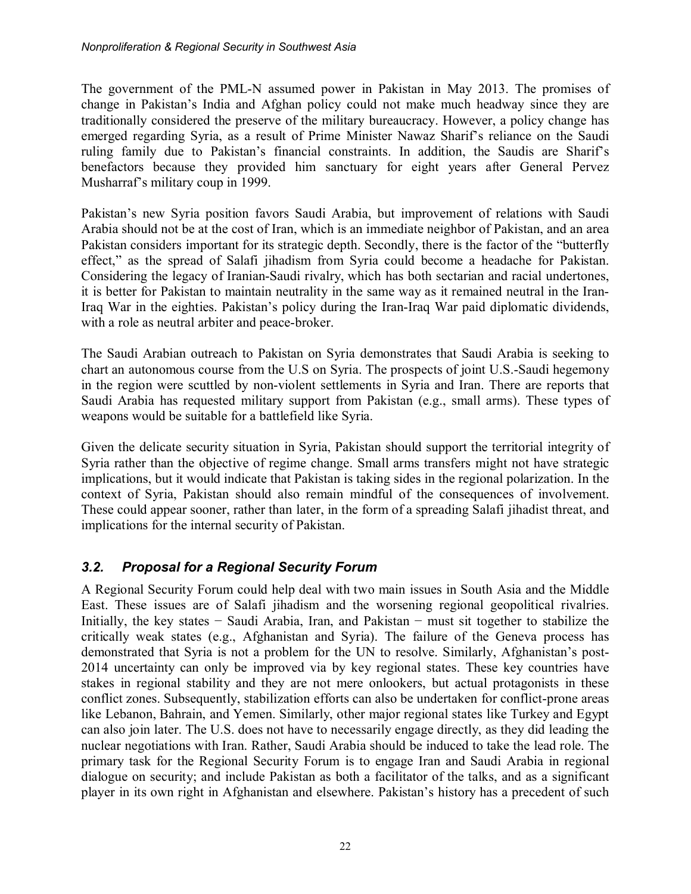The government of the PML-N assumed power in Pakistan in May 2013. The promises of change in Pakistan's India and Afghan policy could not make much headway since they are traditionally considered the preserve of the military bureaucracy. However, a policy change has emerged regarding Syria, as a result of Prime Minister Nawaz Sharif's reliance on the Saudi ruling family due to Pakistan's financial constraints. In addition, the Saudis are Sharif's benefactors because they provided him sanctuary for eight years after General Pervez Musharraf's military coup in 1999.

Pakistan's new Syria position favors Saudi Arabia, but improvement of relations with Saudi Arabia should not be at the cost of Iran, which is an immediate neighbor of Pakistan, and an area Pakistan considers important for its strategic depth. Secondly, there is the factor of the "butterfly effect," as the spread of Salafi jihadism from Syria could become a headache for Pakistan. Considering the legacy of Iranian-Saudi rivalry, which has both sectarian and racial undertones, it is better for Pakistan to maintain neutrality in the same way as it remained neutral in the Iran-Iraq War in the eighties. Pakistan's policy during the Iran-Iraq War paid diplomatic dividends, with a role as neutral arbiter and peace-broker.

The Saudi Arabian outreach to Pakistan on Syria demonstrates that Saudi Arabia is seeking to chart an autonomous course from the U.S on Syria. The prospects of joint U.S.-Saudi hegemony in the region were scuttled by non-violent settlements in Syria and Iran. There are reports that Saudi Arabia has requested military support from Pakistan (e.g., small arms). These types of weapons would be suitable for a battlefield like Syria.

Given the delicate security situation in Syria, Pakistan should support the territorial integrity of Syria rather than the objective of regime change. Small arms transfers might not have strategic implications, but it would indicate that Pakistan is taking sides in the regional polarization. In the context of Syria, Pakistan should also remain mindful of the consequences of involvement. These could appear sooner, rather than later, in the form of a spreading Salafi jihadist threat, and implications for the internal security of Pakistan.

### *3.2. Proposal for a Regional Security Forum*

A Regional Security Forum could help deal with two main issues in South Asia and the Middle East. These issues are of Salafi jihadism and the worsening regional geopolitical rivalries. Initially, the key states − Saudi Arabia, Iran, and Pakistan − must sit together to stabilize the critically weak states (e.g., Afghanistan and Syria). The failure of the Geneva process has demonstrated that Syria is not a problem for the UN to resolve. Similarly, Afghanistan's post-2014 uncertainty can only be improved via by key regional states. These key countries have stakes in regional stability and they are not mere onlookers, but actual protagonists in these conflict zones. Subsequently, stabilization efforts can also be undertaken for conflict-prone areas like Lebanon, Bahrain, and Yemen. Similarly, other major regional states like Turkey and Egypt can also join later. The U.S. does not have to necessarily engage directly, as they did leading the nuclear negotiations with Iran. Rather, Saudi Arabia should be induced to take the lead role. The primary task for the Regional Security Forum is to engage Iran and Saudi Arabia in regional dialogue on security; and include Pakistan as both a facilitator of the talks, and as a significant player in its own right in Afghanistan and elsewhere. Pakistan's history has a precedent of such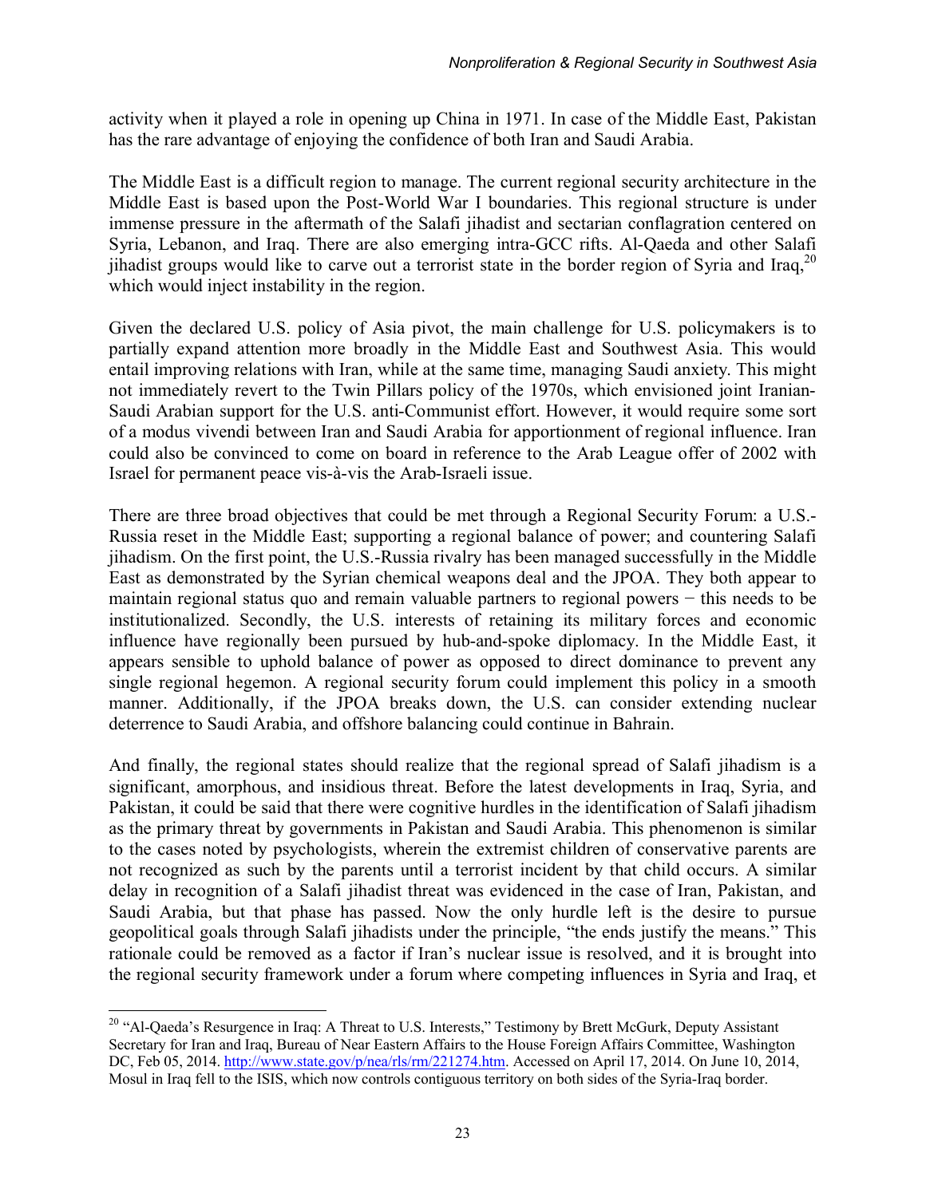activity when it played a role in opening up China in 1971. In case of the Middle East, Pakistan has the rare advantage of enjoying the confidence of both Iran and Saudi Arabia.

The Middle East is a difficult region to manage. The current regional security architecture in the Middle East is based upon the Post-World War I boundaries. This regional structure is under immense pressure in the aftermath of the Salafi jihadist and sectarian conflagration centered on Syria, Lebanon, and Iraq. There are also emerging intra-GCC rifts. Al-Qaeda and other Salafi jihadist groups would like to carve out a terrorist state in the border region of Syria and Iraq,[20] which would inject instability in the region.

Given the declared U.S. policy of Asia pivot, the main challenge for U.S. policymakers is to partially expand attention more broadly in the Middle East and Southwest Asia. This would entail improving relations with Iran, while at the same time, managing Saudi anxiety. This might not immediately revert to the Twin Pillars policy of the 1970s, which envisioned joint Iranian-Saudi Arabian support for the U.S. anti-Communist effort. However, it would require some sort of a modus vivendi between Iran and Saudi Arabia for apportionment of regional influence. Iran could also be convinced to come on board in reference to the Arab League offer of 2002 with Israel for permanent peace vis-à-vis the Arab-Israeli issue.

There are three broad objectives that could be met through a Regional Security Forum: a U.S.-Russia reset in the Middle East; supporting a regional balance of power; and countering Salafi jihadism. On the first point, the U.S.-Russia rivalry has been managed successfully in the Middle East as demonstrated by the Syrian chemical weapons deal and the JPOA. They both appear to maintain regional status quo and remain valuable partners to regional powers − this needs to be institutionalized. Secondly, the U.S. interests of retaining its military forces and economic influence have regionally been pursued by hub-and-spoke diplomacy. In the Middle East, it appears sensible to uphold balance of power as opposed to direct dominance to prevent any single regional hegemon. A regional security forum could implement this policy in a smooth manner. Additionally, if the JPOA breaks down, the U.S. can consider extending nuclear deterrence to Saudi Arabia, and offshore balancing could continue in Bahrain.

And finally, the regional states should realize that the regional spread of Salafi jihadism is a significant, amorphous, and insidious threat. Before the latest developments in Iraq, Syria, and Pakistan, it could be said that there were cognitive hurdles in the identification of Salafi jihadism as the primary threat by governments in Pakistan and Saudi Arabia. This phenomenon is similar to the cases noted by psychologists, wherein the extremist children of conservative parents are not recognized as such by the parents until a terrorist incident by that child occurs. A similar delay in recognition of a Salafi jihadist threat was evidenced in the case of Iran, Pakistan, and Saudi Arabia, but that phase has passed. Now the only hurdle left is the desire to pursue geopolitical goals through Salafi jihadists under the principle, "the ends justify the means." This rationale could be removed as a factor if Iran's nuclear issue is resolved, and it is brought into the regional security framework under a forum where competing influences in Syria and Iraq, et

---

[20] "Al-Qaeda's Resurgence in Iraq: A Threat to U.S. Interests," Testimony by Brett McGurk, Deputy Assistant Secretary for Iran and Iraq, Bureau of Near Eastern Affairs to the House Foreign Affairs Committee, Washington DC, Feb 05, 2014. http://www.state.gov/p/nea/rls/rm/221274.htm. Accessed on April 17, 2014. On June 10, 2014, Mosul in Iraq fell to the ISIS, which now controls contiguous territory on both sides of the Syria-Iraq border.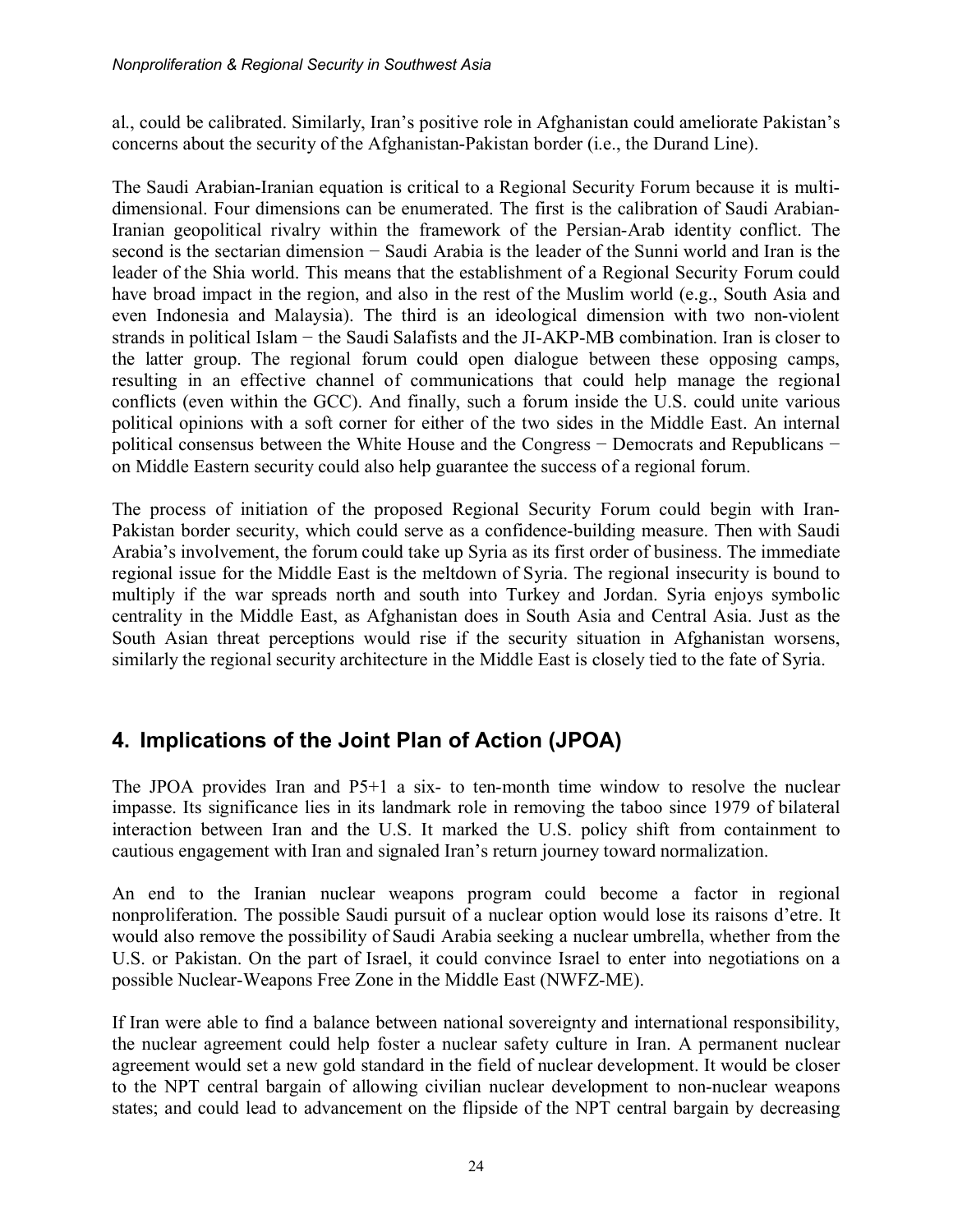al., could be calibrated. Similarly, Iran's positive role in Afghanistan could ameliorate Pakistan's concerns about the security of the Afghanistan-Pakistan border (i.e., the Durand Line).

The Saudi Arabian-Iranian equation is critical to a Regional Security Forum because it is multi-dimensional. Four dimensions can be enumerated. The first is the calibration of Saudi Arabian-Iranian geopolitical rivalry within the framework of the Persian-Arab identity conflict. The second is the sectarian dimension − Saudi Arabia is the leader of the Sunni world and Iran is the leader of the Shia world. This means that the establishment of a Regional Security Forum could have broad impact in the region, and also in the rest of the Muslim world (e.g., South Asia and even Indonesia and Malaysia). The third is an ideological dimension with two non-violent strands in political Islam − the Saudi Salafists and the JI-AKP-MB combination. Iran is closer to the latter group. The regional forum could open dialogue between these opposing camps, resulting in an effective channel of communications that could help manage the regional conflicts (even within the GCC). And finally, such a forum inside the U.S. could unite various political opinions with a soft corner for either of the two sides in the Middle East. An internal political consensus between the White House and the Congress − Democrats and Republicans − on Middle Eastern security could also help guarantee the success of a regional forum.

The process of initiation of the proposed Regional Security Forum could begin with Iran-Pakistan border security, which could serve as a confidence-building measure. Then with Saudi Arabia's involvement, the forum could take up Syria as its first order of business. The immediate regional issue for the Middle East is the meltdown of Syria. The regional insecurity is bound to multiply if the war spreads north and south into Turkey and Jordan. Syria enjoys symbolic centrality in the Middle East, as Afghanistan does in South Asia and Central Asia. Just as the South Asian threat perceptions would rise if the security situation in Afghanistan worsens, similarly the regional security architecture in the Middle East is closely tied to the fate of Syria.

## 4. Implications of the Joint Plan of Action (JPOA)

The JPOA provides Iran and P5+1 a six- to ten-month time window to resolve the nuclear impasse. Its significance lies in its landmark role in removing the taboo since 1979 of bilateral interaction between Iran and the U.S. It marked the U.S. policy shift from containment to cautious engagement with Iran and signaled Iran's return journey toward normalization.

An end to the Iranian nuclear weapons program could become a factor in regional nonproliferation. The possible Saudi pursuit of a nuclear option would lose its raisons d'etre. It would also remove the possibility of Saudi Arabia seeking a nuclear umbrella, whether from the U.S. or Pakistan. On the part of Israel, it could convince Israel to enter into negotiations on a possible Nuclear-Weapons Free Zone in the Middle East (NWFZ-ME).

If Iran were able to find a balance between national sovereignty and international responsibility, the nuclear agreement could help foster a nuclear safety culture in Iran. A permanent nuclear agreement would set a new gold standard in the field of nuclear development. It would be closer to the NPT central bargain of allowing civilian nuclear development to non-nuclear weapons states; and could lead to advancement on the flipside of the NPT central bargain by decreasing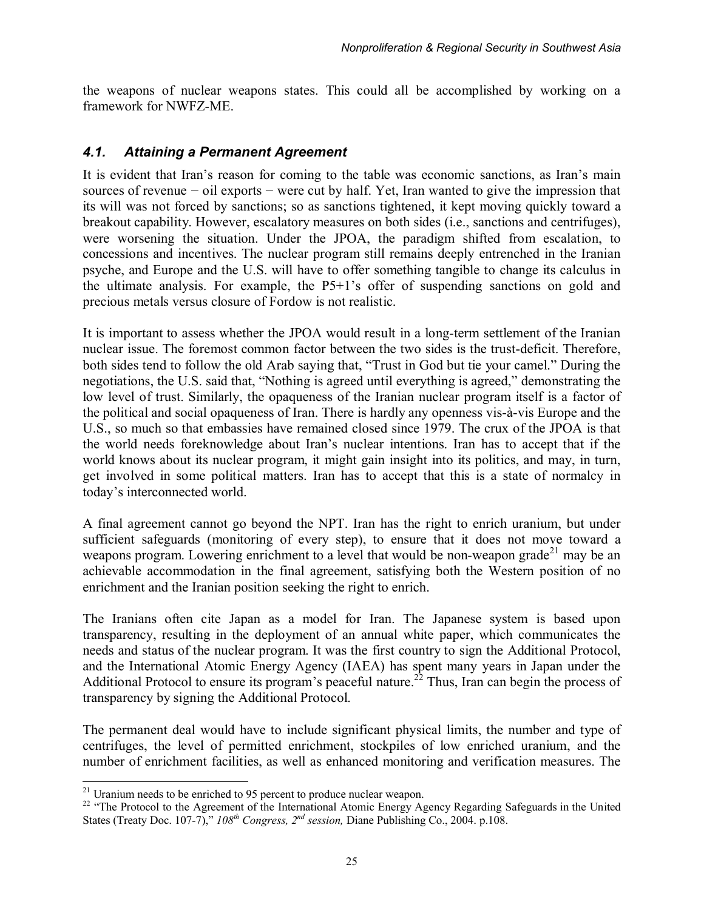the weapons of nuclear weapons states. This could all be accomplished by working on a framework for NWFZ-ME.

### *4.1. Attaining a Permanent Agreement*

It is evident that Iran's reason for coming to the table was economic sanctions, as Iran's main sources of revenue − oil exports − were cut by half. Yet, Iran wanted to give the impression that its will was not forced by sanctions; so as sanctions tightened, it kept moving quickly toward a breakout capability. However, escalatory measures on both sides (i.e., sanctions and centrifuges), were worsening the situation. Under the JPOA, the paradigm shifted from escalation, to concessions and incentives. The nuclear program still remains deeply entrenched in the Iranian psyche, and Europe and the U.S. will have to offer something tangible to change its calculus in the ultimate analysis. For example, the P5+1's offer of suspending sanctions on gold and precious metals versus closure of Fordow is not realistic.

It is important to assess whether the JPOA would result in a long-term settlement of the Iranian nuclear issue. The foremost common factor between the two sides is the trust-deficit. Therefore, both sides tend to follow the old Arab saying that, "Trust in God but tie your camel." During the negotiations, the U.S. said that, "Nothing is agreed until everything is agreed," demonstrating the low level of trust. Similarly, the opaqueness of the Iranian nuclear program itself is a factor of the political and social opaqueness of Iran. There is hardly any openness vis-à-vis Europe and the U.S., so much so that embassies have remained closed since 1979. The crux of the JPOA is that the world needs foreknowledge about Iran's nuclear intentions. Iran has to accept that if the world knows about its nuclear program, it might gain insight into its politics, and may, in turn, get involved in some political matters. Iran has to accept that this is a state of normalcy in today's interconnected world.

A final agreement cannot go beyond the NPT. Iran has the right to enrich uranium, but under sufficient safeguards (monitoring of every step), to ensure that it does not move toward a weapons program. Lowering enrichment to a level that would be non-weapon grade[21] may be an achievable accommodation in the final agreement, satisfying both the Western position of no enrichment and the Iranian position seeking the right to enrich.

The Iranians often cite Japan as a model for Iran. The Japanese system is based upon transparency, resulting in the deployment of an annual white paper, which communicates the needs and status of the nuclear program. It was the first country to sign the Additional Protocol, and the International Atomic Energy Agency (IAEA) has spent many years in Japan under the Additional Protocol to ensure its program's peaceful nature.[22] Thus, Iran can begin the process of transparency by signing the Additional Protocol.

The permanent deal would have to include significant physical limits, the number and type of centrifuges, the level of permitted enrichment, stockpiles of low enriched uranium, and the number of enrichment facilities, as well as enhanced monitoring and verification measures. The

---

[21] Uranium needs to be enriched to 95 percent to produce nuclear weapon.

[22] "The Protocol to the Agreement of the International Atomic Energy Agency Regarding Safeguards in the United States (Treaty Doc. 107-7)," *108th Congress, 2nd session,* Diane Publishing Co., 2004. p.108.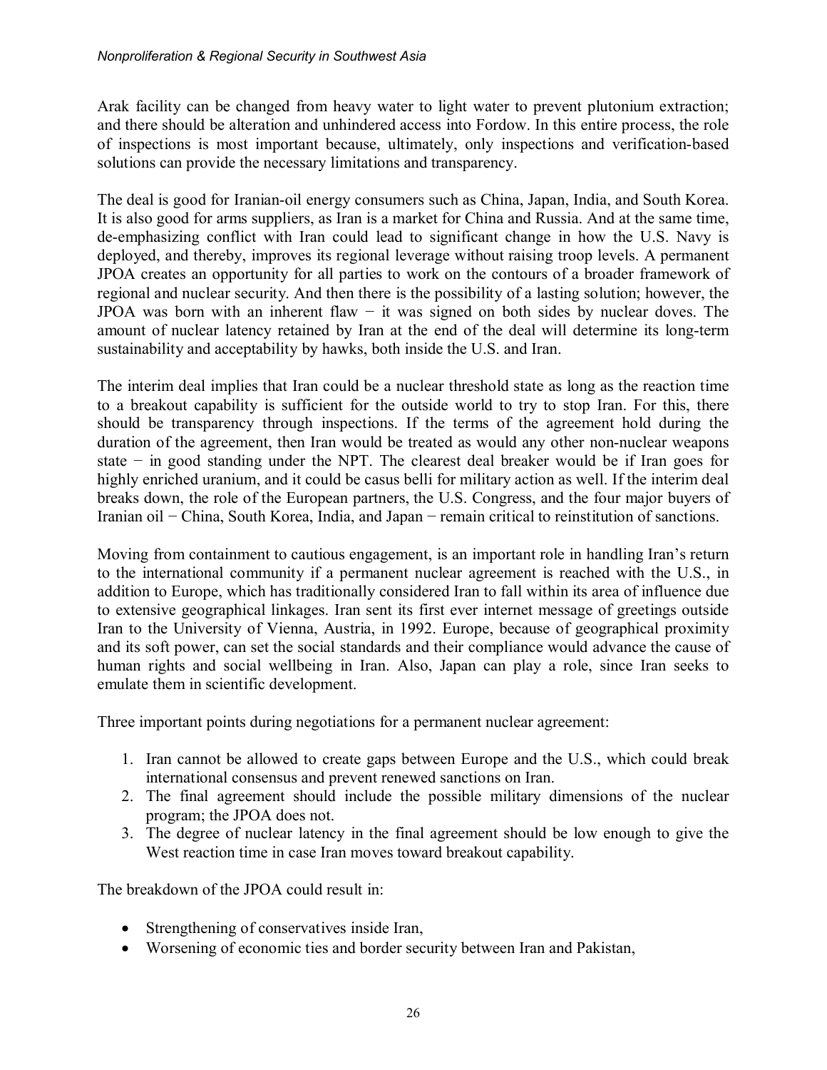Arak facility can be changed from heavy water to light water to prevent plutonium extraction; and there should be alteration and unhindered access into Fordow. In this entire process, the role of inspections is most important because, ultimately, only inspections and verification-based solutions can provide the necessary limitations and transparency.

The deal is good for Iranian-oil energy consumers such as China, Japan, India, and South Korea. It is also good for arms suppliers, as Iran is a market for China and Russia. And at the same time, de-emphasizing conflict with Iran could lead to significant change in how the U.S. Navy is deployed, and thereby, improves its regional leverage without raising troop levels. A permanent JPOA creates an opportunity for all parties to work on the contours of a broader framework of regional and nuclear security. And then there is the possibility of a lasting solution; however, the JPOA was born with an inherent flaw − it was signed on both sides by nuclear doves. The amount of nuclear latency retained by Iran at the end of the deal will determine its long-term sustainability and acceptability by hawks, both inside the U.S. and Iran.

The interim deal implies that Iran could be a nuclear threshold state as long as the reaction time to a breakout capability is sufficient for the outside world to try to stop Iran. For this, there should be transparency through inspections. If the terms of the agreement hold during the duration of the agreement, then Iran would be treated as would any other non-nuclear weapons state − in good standing under the NPT. The clearest deal breaker would be if Iran goes for highly enriched uranium, and it could be casus belli for military action as well. If the interim deal breaks down, the role of the European partners, the U.S. Congress, and the four major buyers of Iranian oil − China, South Korea, India, and Japan − remain critical to reinstitution of sanctions.

Moving from containment to cautious engagement, is an important role in handling Iran's return to the international community if a permanent nuclear agreement is reached with the U.S., in addition to Europe, which has traditionally considered Iran to fall within its area of influence due to extensive geographical linkages. Iran sent its first ever internet message of greetings outside Iran to the University of Vienna, Austria, in 1992. Europe, because of geographical proximity and its soft power, can set the social standards and their compliance would advance the cause of human rights and social wellbeing in Iran. Also, Japan can play a role, since Iran seeks to emulate them in scientific development.

Three important points during negotiations for a permanent nuclear agreement:

1. Iran cannot be allowed to create gaps between Europe and the U.S., which could break international consensus and prevent renewed sanctions on Iran.
2. The final agreement should include the possible military dimensions of the nuclear program; the JPOA does not.
3. The degree of nuclear latency in the final agreement should be low enough to give the West reaction time in case Iran moves toward breakout capability.

The breakdown of the JPOA could result in:

- Strengthening of conservatives inside Iran,
- Worsening of economic ties and border security between Iran and Pakistan,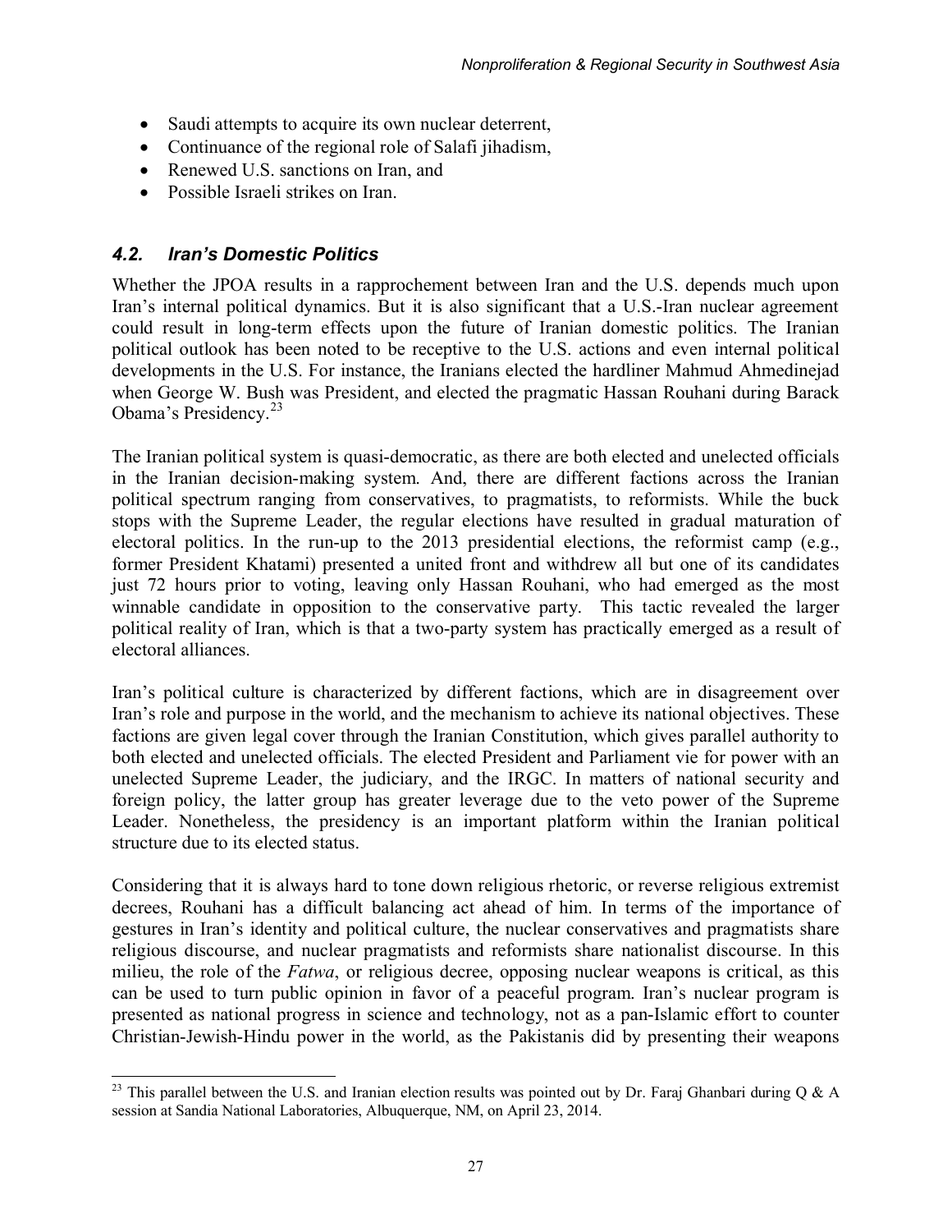- Saudi attempts to acquire its own nuclear deterrent,
- Continuance of the regional role of Salafi jihadism,
- Renewed U.S. sanctions on Iran, and
- Possible Israeli strikes on Iran.

### *4.2. Iran's Domestic Politics*

Whether the JPOA results in a rapprochement between Iran and the U.S. depends much upon Iran's internal political dynamics. But it is also significant that a U.S.-Iran nuclear agreement could result in long-term effects upon the future of Iranian domestic politics. The Iranian political outlook has been noted to be receptive to the U.S. actions and even internal political developments in the U.S. For instance, the Iranians elected the hardliner Mahmud Ahmedinejad when George W. Bush was President, and elected the pragmatic Hassan Rouhani during Barack Obama's Presidency.[23]

The Iranian political system is quasi-democratic, as there are both elected and unelected officials in the Iranian decision-making system. And, there are different factions across the Iranian political spectrum ranging from conservatives, to pragmatists, to reformists. While the buck stops with the Supreme Leader, the regular elections have resulted in gradual maturation of electoral politics. In the run-up to the 2013 presidential elections, the reformist camp (e.g., former President Khatami) presented a united front and withdrew all but one of its candidates just 72 hours prior to voting, leaving only Hassan Rouhani, who had emerged as the most winnable candidate in opposition to the conservative party. This tactic revealed the larger political reality of Iran, which is that a two-party system has practically emerged as a result of electoral alliances.

Iran's political culture is characterized by different factions, which are in disagreement over Iran's role and purpose in the world, and the mechanism to achieve its national objectives. These factions are given legal cover through the Iranian Constitution, which gives parallel authority to both elected and unelected officials. The elected President and Parliament vie for power with an unelected Supreme Leader, the judiciary, and the IRGC. In matters of national security and foreign policy, the latter group has greater leverage due to the veto power of the Supreme Leader. Nonetheless, the presidency is an important platform within the Iranian political structure due to its elected status.

Considering that it is always hard to tone down religious rhetoric, or reverse religious extremist decrees, Rouhani has a difficult balancing act ahead of him. In terms of the importance of gestures in Iran's identity and political culture, the nuclear conservatives and pragmatists share religious discourse, and nuclear pragmatists and reformists share nationalist discourse. In this milieu, the role of the *Fatwa*, or religious decree, opposing nuclear weapons is critical, as this can be used to turn public opinion in favor of a peaceful program. Iran's nuclear program is presented as national progress in science and technology, not as a pan-Islamic effort to counter Christian-Jewish-Hindu power in the world, as the Pakistanis did by presenting their weapons

[23] This parallel between the U.S. and Iranian election results was pointed out by Dr. Faraj Ghanbari during Q & A session at Sandia National Laboratories, Albuquerque, NM, on April 23, 2014.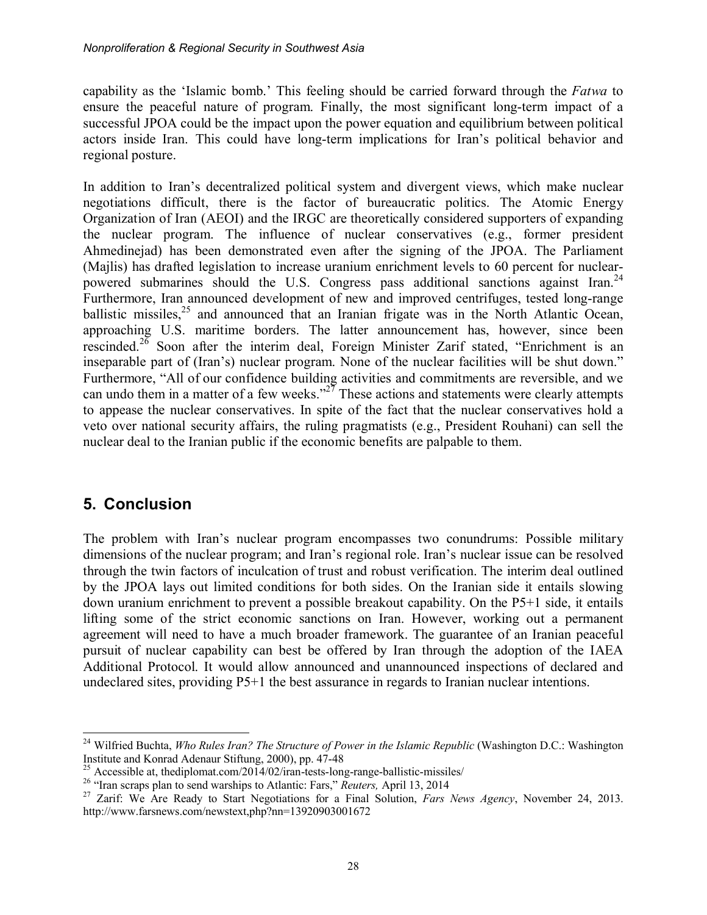capability as the 'Islamic bomb.' This feeling should be carried forward through the *Fatwa* to ensure the peaceful nature of program. Finally, the most significant long-term impact of a successful JPOA could be the impact upon the power equation and equilibrium between political actors inside Iran. This could have long-term implications for Iran's political behavior and regional posture.

In addition to Iran's decentralized political system and divergent views, which make nuclear negotiations difficult, there is the factor of bureaucratic politics. The Atomic Energy Organization of Iran (AEOI) and the IRGC are theoretically considered supporters of expanding the nuclear program. The influence of nuclear conservatives (e.g., former president Ahmedinejad) has been demonstrated even after the signing of the JPOA. The Parliament (Majlis) has drafted legislation to increase uranium enrichment levels to 60 percent for nuclear-powered submarines should the U.S. Congress pass additional sanctions against Iran.[24] Furthermore, Iran announced development of new and improved centrifuges, tested long-range ballistic missiles,[25] and announced that an Iranian frigate was in the North Atlantic Ocean, approaching U.S. maritime borders. The latter announcement has, however, since been rescinded.[26] Soon after the interim deal, Foreign Minister Zarif stated, "Enrichment is an inseparable part of (Iran's) nuclear program. None of the nuclear facilities will be shut down." Furthermore, "All of our confidence building activities and commitments are reversible, and we can undo them in a matter of a few weeks."[27] These actions and statements were clearly attempts to appease the nuclear conservatives. In spite of the fact that the nuclear conservatives hold a veto over national security affairs, the ruling pragmatists (e.g., President Rouhani) can sell the nuclear deal to the Iranian public if the economic benefits are palpable to them.

## 5. Conclusion

The problem with Iran's nuclear program encompasses two conundrums: Possible military dimensions of the nuclear program; and Iran's regional role. Iran's nuclear issue can be resolved through the twin factors of inculcation of trust and robust verification. The interim deal outlined by the JPOA lays out limited conditions for both sides. On the Iranian side it entails slowing down uranium enrichment to prevent a possible breakout capability. On the P5+1 side, it entails lifting some of the strict economic sanctions on Iran. However, working out a permanent agreement will need to have a much broader framework. The guarantee of an Iranian peaceful pursuit of nuclear capability can best be offered by Iran through the adoption of the IAEA Additional Protocol. It would allow announced and unannounced inspections of declared and undeclared sites, providing P5+1 the best assurance in regards to Iranian nuclear intentions.

---

[24] Wilfried Buchta, *Who Rules Iran? The Structure of Power in the Islamic Republic* (Washington D.C.: Washington Institute and Konrad Adenaur Stiftung, 2000), pp. 47-48

[25] Accessible at, thediplomat.com/2014/02/iran-tests-long-range-ballistic-missiles/

[26] "Iran scraps plan to send warships to Atlantic: Fars," *Reuters,* April 13, 2014

[27] Zarif: We Are Ready to Start Negotiations for a Final Solution, *Fars News Agency*, November 24, 2013. http://www.farsnews.com/newstext,php?nn=13920903001672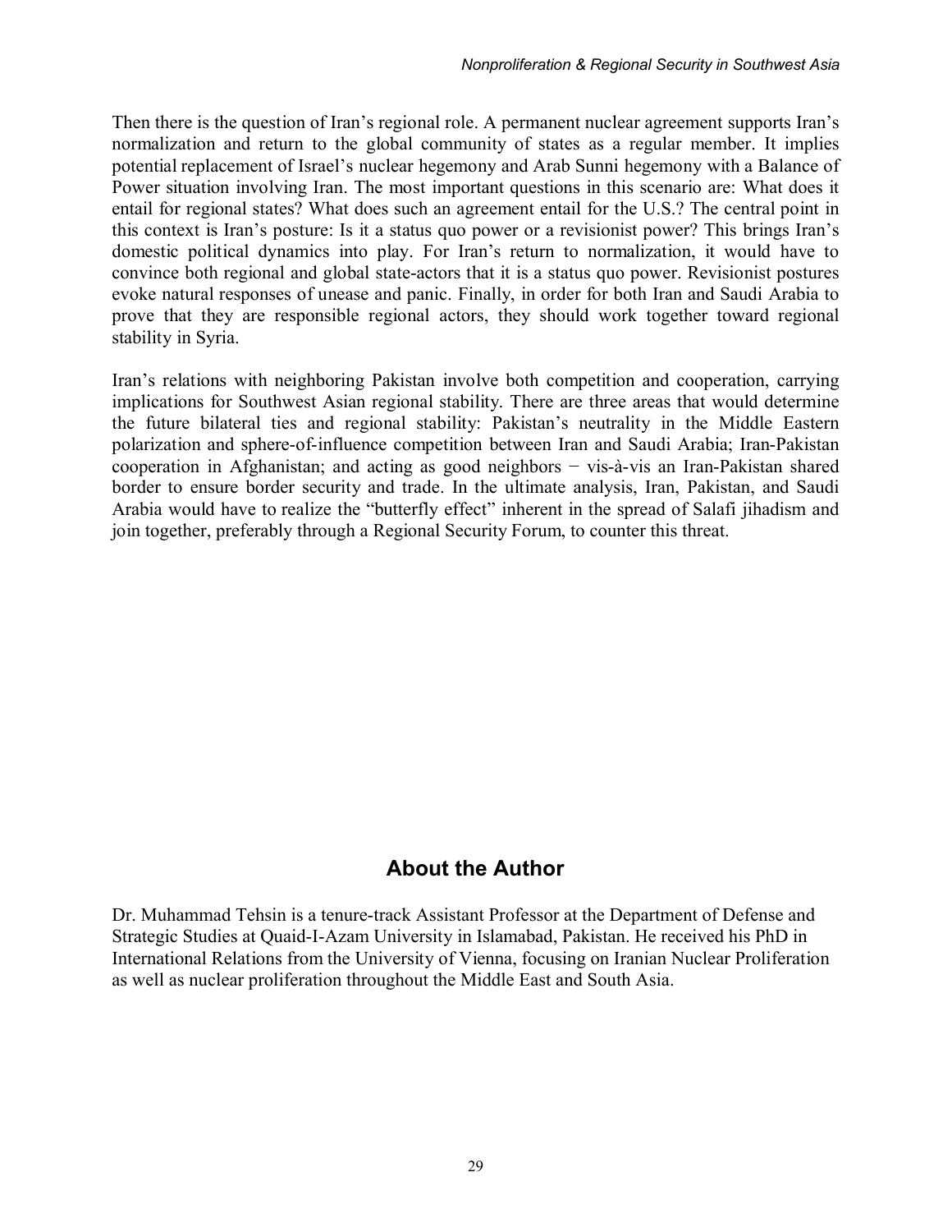Then there is the question of Iran's regional role. A permanent nuclear agreement supports Iran's normalization and return to the global community of states as a regular member. It implies potential replacement of Israel's nuclear hegemony and Arab Sunni hegemony with a Balance of Power situation involving Iran. The most important questions in this scenario are: What does it entail for regional states? What does such an agreement entail for the U.S.? The central point in this context is Iran's posture: Is it a status quo power or a revisionist power? This brings Iran's domestic political dynamics into play. For Iran's return to normalization, it would have to convince both regional and global state-actors that it is a status quo power. Revisionist postures evoke natural responses of unease and panic. Finally, in order for both Iran and Saudi Arabia to prove that they are responsible regional actors, they should work together toward regional stability in Syria.

Iran's relations with neighboring Pakistan involve both competition and cooperation, carrying implications for Southwest Asian regional stability. There are three areas that would determine the future bilateral ties and regional stability: Pakistan's neutrality in the Middle Eastern polarization and sphere-of-influence competition between Iran and Saudi Arabia; Iran-Pakistan cooperation in Afghanistan; and acting as good neighbors − vis-à-vis an Iran-Pakistan shared border to ensure border security and trade. In the ultimate analysis, Iran, Pakistan, and Saudi Arabia would have to realize the "butterfly effect" inherent in the spread of Salafi jihadism and join together, preferably through a Regional Security Forum, to counter this threat.

## About the Author

Dr. Muhammad Tehsin is a tenure-track Assistant Professor at the Department of Defense and Strategic Studies at Quaid-I-Azam University in Islamabad, Pakistan. He received his PhD in International Relations from the University of Vienna, focusing on Iranian Nuclear Proliferation as well as nuclear proliferation throughout the Middle East and South Asia.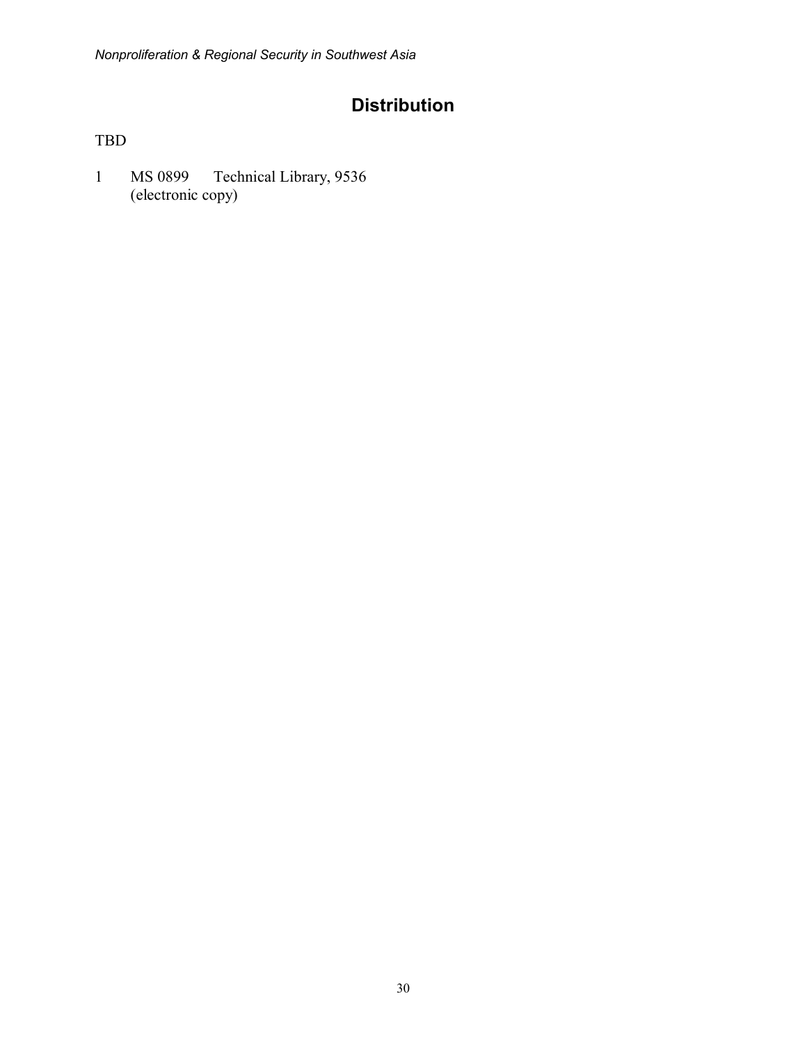# Distribution

TBD

1 MS 0899 Technical Library, 9536
(electronic copy)